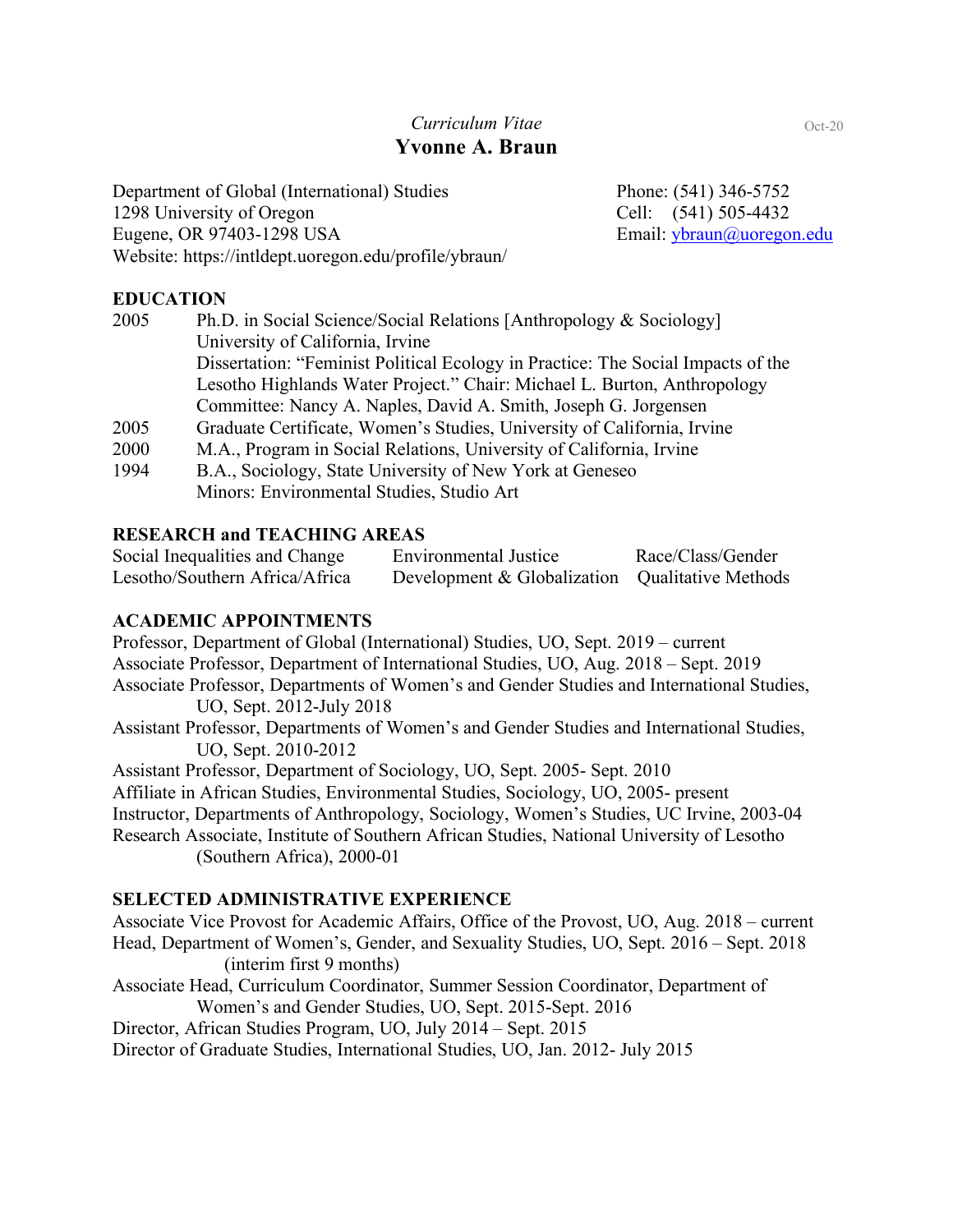*Curriculum Vitae*

Oct-20

# Yvonne A. Braun

Department of Global (International) Studies
1298 University of Oregon
Eugene, OR 97403-1298 USA
Website: https://intldept.uoregon.edu/profile/ybraun/

Phone: (541) 346-5752
Cell: (541) 505-4432
Email: ybraun@uoregon.edu

## EDUCATION

2005 Ph.D. in Social Science/Social Relations [Anthropology & Sociology]
University of California, Irvine
Dissertation: "Feminist Political Ecology in Practice: The Social Impacts of the Lesotho Highlands Water Project." Chair: Michael L. Burton, Anthropology
Committee: Nancy A. Naples, David A. Smith, Joseph G. Jorgensen

2005 Graduate Certificate, Women's Studies, University of California, Irvine

2000 M.A., Program in Social Relations, University of California, Irvine

1994 B.A., Sociology, State University of New York at Geneseo
Minors: Environmental Studies, Studio Art

## RESEARCH and TEACHING AREAS

| Social Inequalities and Change | Environmental Justice | Race/Class/Gender |
|---|---|---|
| Lesotho/Southern Africa/Africa | Development & Globalization | Qualitative Methods |

## ACADEMIC APPOINTMENTS

Professor, Department of Global (International) Studies, UO, Sept. 2019 – current

Associate Professor, Department of International Studies, UO, Aug. 2018 – Sept. 2019

Associate Professor, Departments of Women's and Gender Studies and International Studies, UO, Sept. 2012-July 2018

Assistant Professor, Departments of Women's and Gender Studies and International Studies, UO, Sept. 2010-2012

Assistant Professor, Department of Sociology, UO, Sept. 2005- Sept. 2010

Affiliate in African Studies, Environmental Studies, Sociology, UO, 2005- present

Instructor, Departments of Anthropology, Sociology, Women's Studies, UC Irvine, 2003-04

Research Associate, Institute of Southern African Studies, National University of Lesotho (Southern Africa), 2000-01

## SELECTED ADMINISTRATIVE EXPERIENCE

Associate Vice Provost for Academic Affairs, Office of the Provost, UO, Aug. 2018 – current

Head, Department of Women's, Gender, and Sexuality Studies, UO, Sept. 2016 – Sept. 2018 (interim first 9 months)

Associate Head, Curriculum Coordinator, Summer Session Coordinator, Department of Women's and Gender Studies, UO, Sept. 2015-Sept. 2016

Director, African Studies Program, UO, July 2014 – Sept. 2015

Director of Graduate Studies, International Studies, UO, Jan. 2012- July 2015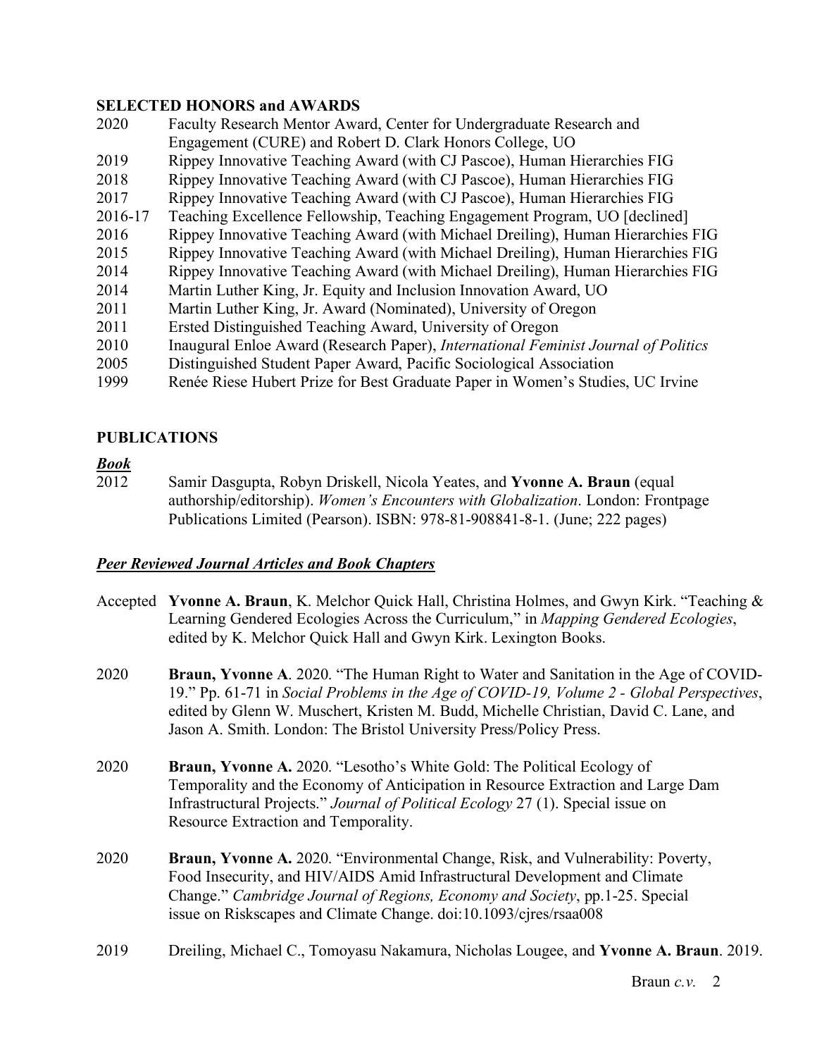## SELECTED HONORS and AWARDS

2020 Faculty Research Mentor Award, Center for Undergraduate Research and Engagement (CURE) and Robert D. Clark Honors College, UO

2019 Rippey Innovative Teaching Award (with CJ Pascoe), Human Hierarchies FIG

2018 Rippey Innovative Teaching Award (with CJ Pascoe), Human Hierarchies FIG

2017 Rippey Innovative Teaching Award (with CJ Pascoe), Human Hierarchies FIG

2016-17 Teaching Excellence Fellowship, Teaching Engagement Program, UO [declined]

2016 Rippey Innovative Teaching Award (with Michael Dreiling), Human Hierarchies FIG

2015 Rippey Innovative Teaching Award (with Michael Dreiling), Human Hierarchies FIG

2014 Rippey Innovative Teaching Award (with Michael Dreiling), Human Hierarchies FIG

2014 Martin Luther King, Jr. Equity and Inclusion Innovation Award, UO

2011 Martin Luther King, Jr. Award (Nominated), University of Oregon

2011 Ersted Distinguished Teaching Award, University of Oregon

2010 Inaugural Enloe Award (Research Paper), *International Feminist Journal of Politics*

2005 Distinguished Student Paper Award, Pacific Sociological Association

1999 Renée Riese Hubert Prize for Best Graduate Paper in Women's Studies, UC Irvine

## PUBLICATIONS

### ***Book***

2012 Samir Dasgupta, Robyn Driskell, Nicola Yeates, and **Yvonne A. Braun** (equal authorship/editorship). *Women's Encounters with Globalization*. London: Frontpage Publications Limited (Pearson). ISBN: 978-81-908841-8-1. (June; 222 pages)

### ***Peer Reviewed Journal Articles and Book Chapters***

Accepted **Yvonne A. Braun**, K. Melchor Quick Hall, Christina Holmes, and Gwyn Kirk. "Teaching & Learning Gendered Ecologies Across the Curriculum," in *Mapping Gendered Ecologies*, edited by K. Melchor Quick Hall and Gwyn Kirk. Lexington Books.

2020 **Braun, Yvonne A**. 2020. "The Human Right to Water and Sanitation in the Age of COVID-19." Pp. 61-71 in *Social Problems in the Age of COVID-19, Volume 2 - Global Perspectives*, edited by Glenn W. Muschert, Kristen M. Budd, Michelle Christian, David C. Lane, and Jason A. Smith. London: The Bristol University Press/Policy Press.

2020 **Braun, Yvonne A.** 2020. "Lesotho's White Gold: The Political Ecology of Temporality and the Economy of Anticipation in Resource Extraction and Large Dam Infrastructural Projects." *Journal of Political Ecology* 27 (1). Special issue on Resource Extraction and Temporality.

2020 **Braun, Yvonne A.** 2020. "Environmental Change, Risk, and Vulnerability: Poverty, Food Insecurity, and HIV/AIDS Amid Infrastructural Development and Climate Change." *Cambridge Journal of Regions, Economy and Society*, pp.1-25. Special issue on Riskscapes and Climate Change. doi:10.1093/cjres/rsaa008

2019 Dreiling, Michael C., Tomoyasu Nakamura, Nicholas Lougee, and **Yvonne A. Braun**. 2019.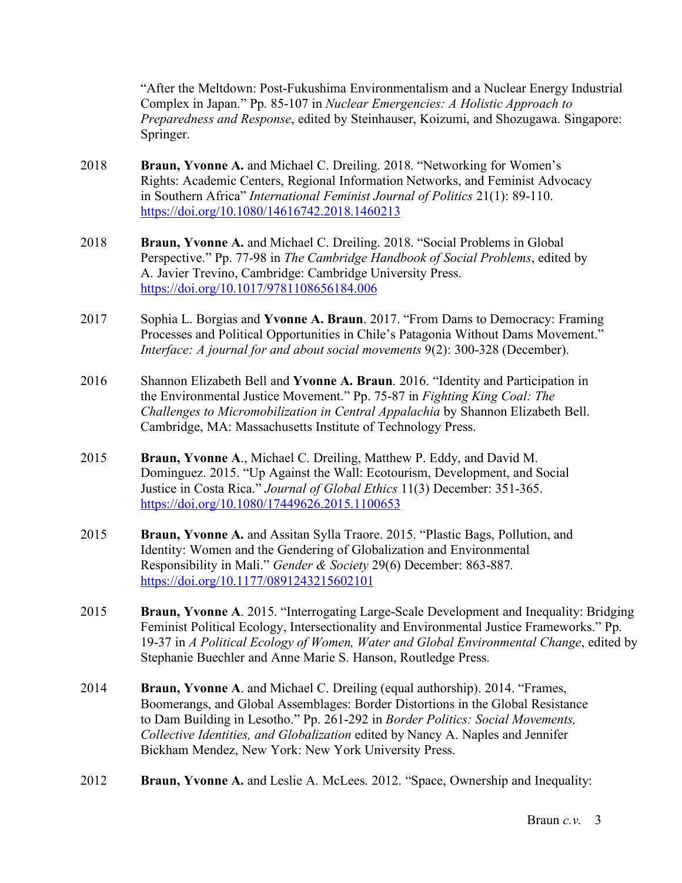"After the Meltdown: Post-Fukushima Environmentalism and a Nuclear Energy Industrial Complex in Japan." Pp. 85-107 in *Nuclear Emergencies: A Holistic Approach to Preparedness and Response*, edited by Steinhauser, Koizumi, and Shozugawa. Singapore: Springer.

2018 **Braun, Yvonne A.** and Michael C. Dreiling. 2018. "Networking for Women's Rights: Academic Centers, Regional Information Networks, and Feminist Advocacy in Southern Africa" *International Feminist Journal of Politics* 21(1): 89-110. https://doi.org/10.1080/14616742.2018.1460213

2018 **Braun, Yvonne A.** and Michael C. Dreiling. 2018. "Social Problems in Global Perspective." Pp. 77-98 in *The Cambridge Handbook of Social Problems*, edited by A. Javier Trevino, Cambridge: Cambridge University Press. https://doi.org/10.1017/9781108656184.006

2017 Sophia L. Borgias and **Yvonne A. Braun**. 2017. "From Dams to Democracy: Framing Processes and Political Opportunities in Chile's Patagonia Without Dams Movement." *Interface: A journal for and about social movements* 9(2): 300-328 (December).

2016 Shannon Elizabeth Bell and **Yvonne A. Braun**. 2016. "Identity and Participation in the Environmental Justice Movement." Pp. 75-87 in *Fighting King Coal: The Challenges to Micromobilization in Central Appalachia* by Shannon Elizabeth Bell. Cambridge, MA: Massachusetts Institute of Technology Press.

2015 **Braun, Yvonne A**., Michael C. Dreiling, Matthew P. Eddy, and David M. Dominguez. 2015. "Up Against the Wall: Ecotourism, Development, and Social Justice in Costa Rica." *Journal of Global Ethics* 11(3) December: 351-365. https://doi.org/10.1080/17449626.2015.1100653

2015 **Braun, Yvonne A.** and Assitan Sylla Traore. 2015. "Plastic Bags, Pollution, and Identity: Women and the Gendering of Globalization and Environmental Responsibility in Mali." *Gender & Society* 29(6) December: 863-887. https://doi.org/10.1177/0891243215602101

2015 **Braun, Yvonne A**. 2015. "Interrogating Large-Scale Development and Inequality: Bridging Feminist Political Ecology, Intersectionality and Environmental Justice Frameworks." Pp. 19-37 in *A Political Ecology of Women, Water and Global Environmental Change*, edited by Stephanie Buechler and Anne Marie S. Hanson, Routledge Press.

2014 **Braun, Yvonne A**. and Michael C. Dreiling (equal authorship). 2014. "Frames, Boomerangs, and Global Assemblages: Border Distortions in the Global Resistance to Dam Building in Lesotho." Pp. 261-292 in *Border Politics: Social Movements, Collective Identities, and Globalization* edited by Nancy A. Naples and Jennifer Bickham Mendez, New York: New York University Press.

2012 **Braun, Yvonne A.** and Leslie A. McLees. 2012. "Space, Ownership and Inequality: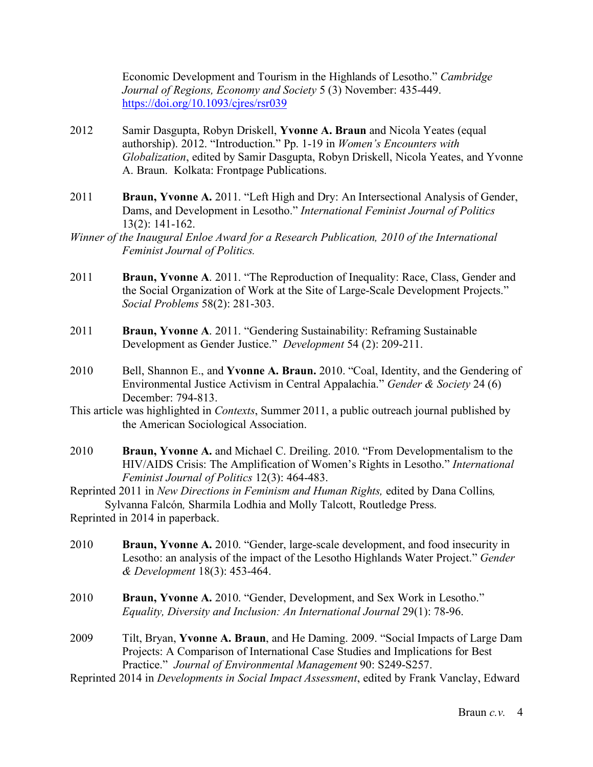Economic Development and Tourism in the Highlands of Lesotho." *Cambridge Journal of Regions, Economy and Society* 5 (3) November: 435-449. https://doi.org/10.1093/cjres/rsr039

2012 Samir Dasgupta, Robyn Driskell, **Yvonne A. Braun** and Nicola Yeates (equal authorship). 2012. "Introduction." Pp. 1-19 in *Women's Encounters with Globalization*, edited by Samir Dasgupta, Robyn Driskell, Nicola Yeates, and Yvonne A. Braun. Kolkata: Frontpage Publications.

2011 **Braun, Yvonne A.** 2011. "Left High and Dry: An Intersectional Analysis of Gender, Dams, and Development in Lesotho." *International Feminist Journal of Politics* 13(2): 141-162.
*Winner of the Inaugural Enloe Award for a Research Publication, 2010 of the International Feminist Journal of Politics.*

2011 **Braun, Yvonne A**. 2011. "The Reproduction of Inequality: Race, Class, Gender and the Social Organization of Work at the Site of Large-Scale Development Projects." *Social Problems* 58(2): 281-303.

2011 **Braun, Yvonne A**. 2011. "Gendering Sustainability: Reframing Sustainable Development as Gender Justice." *Development* 54 (2): 209-211.

2010 Bell, Shannon E., and **Yvonne A. Braun.** 2010. "Coal, Identity, and the Gendering of Environmental Justice Activism in Central Appalachia." *Gender & Society* 24 (6) December: 794-813.
This article was highlighted in *Contexts*, Summer 2011, a public outreach journal published by the American Sociological Association.

2010 **Braun, Yvonne A.** and Michael C. Dreiling. 2010. "From Developmentalism to the HIV/AIDS Crisis: The Amplification of Women's Rights in Lesotho." *International Feminist Journal of Politics* 12(3): 464-483.
Reprinted 2011 in *New Directions in Feminism and Human Rights,* edited by Dana Collins*,* Sylvanna Falcón*,* Sharmila Lodhia and Molly Talcott, Routledge Press.
Reprinted in 2014 in paperback.

2010 **Braun, Yvonne A.** 2010. "Gender, large-scale development, and food insecurity in Lesotho: an analysis of the impact of the Lesotho Highlands Water Project." *Gender & Development* 18(3): 453-464.

2010 **Braun, Yvonne A.** 2010. "Gender, Development, and Sex Work in Lesotho." *Equality, Diversity and Inclusion: An International Journal* 29(1): 78-96.

2009 Tilt, Bryan, **Yvonne A. Braun**, and He Daming. 2009. "Social Impacts of Large Dam Projects: A Comparison of International Case Studies and Implications for Best Practice." *Journal of Environmental Management* 90: S249-S257.
Reprinted 2014 in *Developments in Social Impact Assessment*, edited by Frank Vanclay, Edward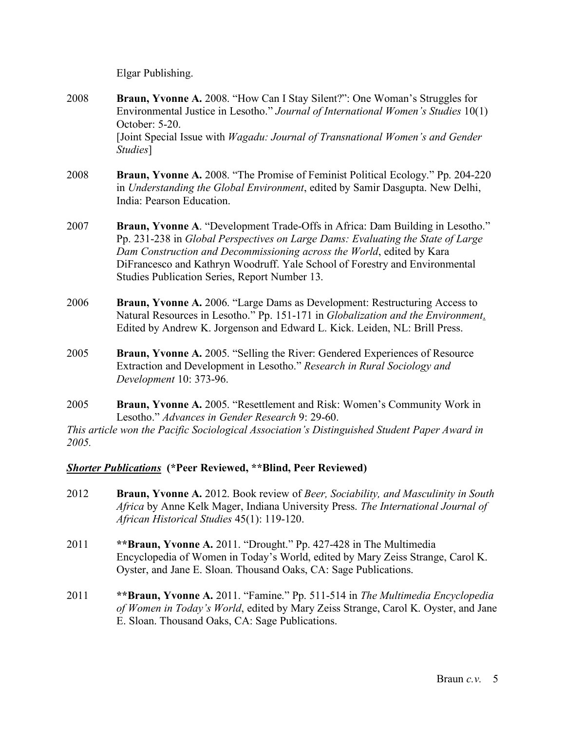Elgar Publishing.

2008 **Braun, Yvonne A.** 2008. "How Can I Stay Silent?": One Woman's Struggles for Environmental Justice in Lesotho." *Journal of International Women's Studies* 10(1) October: 5-20.
[Joint Special Issue with *Wagadu: Journal of Transnational Women's and Gender Studies*]

2008 **Braun, Yvonne A.** 2008. "The Promise of Feminist Political Ecology." Pp. 204-220 in *Understanding the Global Environment*, edited by Samir Dasgupta. New Delhi, India: Pearson Education.

2007 **Braun, Yvonne A**. "Development Trade-Offs in Africa: Dam Building in Lesotho." Pp. 231-238 in *Global Perspectives on Large Dams: Evaluating the State of Large Dam Construction and Decommissioning across the World*, edited by Kara DiFrancesco and Kathryn Woodruff. Yale School of Forestry and Environmental Studies Publication Series, Report Number 13.

2006 **Braun, Yvonne A.** 2006. "Large Dams as Development: Restructuring Access to Natural Resources in Lesotho." Pp. 151-171 in *Globalization and the Environment*. Edited by Andrew K. Jorgenson and Edward L. Kick. Leiden, NL: Brill Press.

2005 **Braun, Yvonne A.** 2005. "Selling the River: Gendered Experiences of Resource Extraction and Development in Lesotho." *Research in Rural Sociology and Development* 10: 373-96.

2005 **Braun, Yvonne A.** 2005. "Resettlement and Risk: Women's Community Work in Lesotho." *Advances in Gender Research* 9: 29-60.
*This article won the Pacific Sociological Association's Distinguished Student Paper Award in 2005.*

### ***Shorter Publications*** **(*Peer Reviewed, **Blind, Peer Reviewed)**

2012 **Braun, Yvonne A.** 2012. Book review of *Beer, Sociability, and Masculinity in South Africa* by Anne Kelk Mager, Indiana University Press. *The International Journal of African Historical Studies* 45(1): 119-120.

2011 ****Braun, Yvonne A.** 2011. "Drought." Pp. 427-428 in The Multimedia Encyclopedia of Women in Today's World, edited by Mary Zeiss Strange, Carol K. Oyster, and Jane E. Sloan. Thousand Oaks, CA: Sage Publications.

2011 ****Braun, Yvonne A.** 2011. "Famine." Pp. 511-514 in *The Multimedia Encyclopedia of Women in Today's World*, edited by Mary Zeiss Strange, Carol K. Oyster, and Jane E. Sloan. Thousand Oaks, CA: Sage Publications.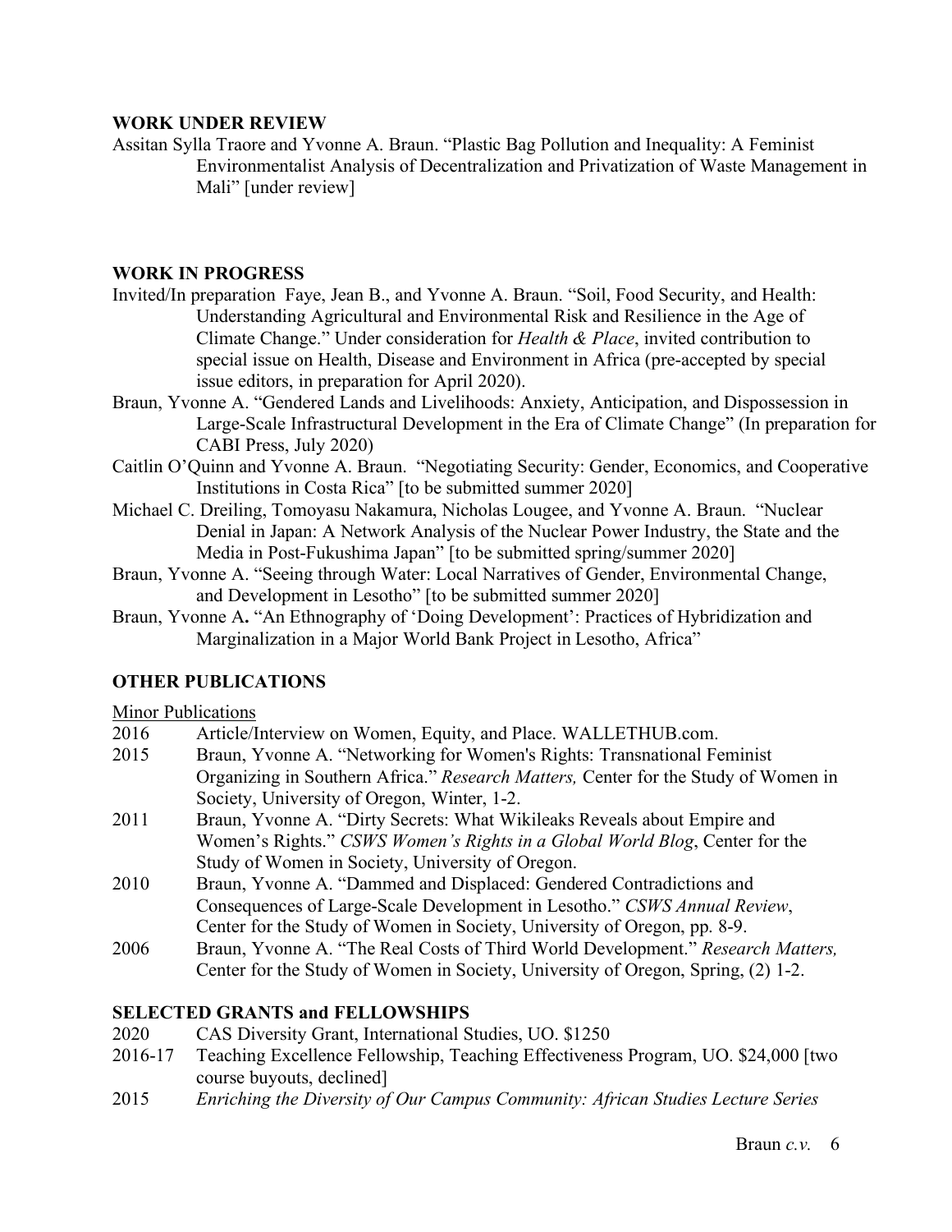## WORK UNDER REVIEW

Assitan Sylla Traore and Yvonne A. Braun. "Plastic Bag Pollution and Inequality: A Feminist Environmentalist Analysis of Decentralization and Privatization of Waste Management in Mali" [under review]

## WORK IN PROGRESS

Invited/In preparation Faye, Jean B., and Yvonne A. Braun. "Soil, Food Security, and Health: Understanding Agricultural and Environmental Risk and Resilience in the Age of Climate Change." Under consideration for *Health & Place*, invited contribution to special issue on Health, Disease and Environment in Africa (pre-accepted by special issue editors, in preparation for April 2020).

Braun, Yvonne A. "Gendered Lands and Livelihoods: Anxiety, Anticipation, and Dispossession in Large-Scale Infrastructural Development in the Era of Climate Change" (In preparation for CABI Press, July 2020)

Caitlin O'Quinn and Yvonne A. Braun. "Negotiating Security: Gender, Economics, and Cooperative Institutions in Costa Rica" [to be submitted summer 2020]

Michael C. Dreiling, Tomoyasu Nakamura, Nicholas Lougee, and Yvonne A. Braun. "Nuclear Denial in Japan: A Network Analysis of the Nuclear Power Industry, the State and the Media in Post-Fukushima Japan" [to be submitted spring/summer 2020]

Braun, Yvonne A. "Seeing through Water: Local Narratives of Gender, Environmental Change, and Development in Lesotho" [to be submitted summer 2020]

Braun, Yvonne A**.** "An Ethnography of 'Doing Development': Practices of Hybridization and Marginalization in a Major World Bank Project in Lesotho, Africa"

## OTHER PUBLICATIONS

Minor Publications

2016 Article/Interview on Women, Equity, and Place. WALLETHUB.com.

2015 Braun, Yvonne A. "Networking for Women's Rights: Transnational Feminist Organizing in Southern Africa." *Research Matters,* Center for the Study of Women in Society, University of Oregon, Winter, 1-2.

2011 Braun, Yvonne A. "Dirty Secrets: What Wikileaks Reveals about Empire and Women's Rights." *CSWS Women's Rights in a Global World Blog*, Center for the Study of Women in Society, University of Oregon.

2010 Braun, Yvonne A. "Dammed and Displaced: Gendered Contradictions and Consequences of Large-Scale Development in Lesotho." *CSWS Annual Review*, Center for the Study of Women in Society, University of Oregon, pp. 8-9.

2006 Braun, Yvonne A. "The Real Costs of Third World Development." *Research Matters,* Center for the Study of Women in Society, University of Oregon, Spring, (2) 1-2.

## SELECTED GRANTS and FELLOWSHIPS

2020 CAS Diversity Grant, International Studies, UO. $1250

2016-17 Teaching Excellence Fellowship, Teaching Effectiveness Program, UO. $24,000 [two course buyouts, declined]

2015 *Enriching the Diversity of Our Campus Community: African Studies Lecture Series*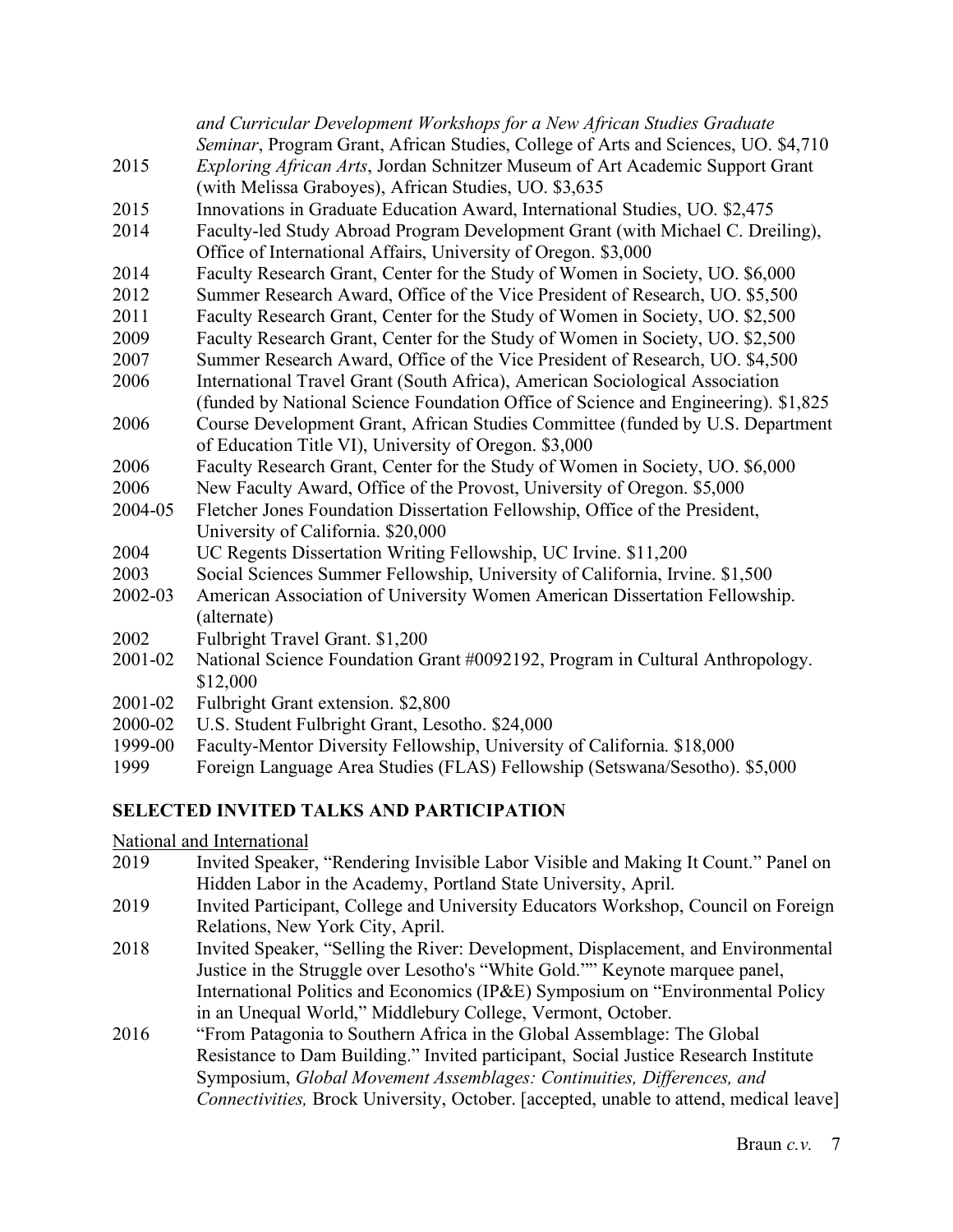*and Curricular Development Workshops for a New African Studies Graduate Seminar*, Program Grant, African Studies, College of Arts and Sciences, UO. $4,710

2015 *Exploring African Arts*, Jordan Schnitzer Museum of Art Academic Support Grant (with Melissa Graboyes), African Studies, UO. $3,635

2015 Innovations in Graduate Education Award, International Studies, UO. $2,475

2014 Faculty-led Study Abroad Program Development Grant (with Michael C. Dreiling), Office of International Affairs, University of Oregon. $3,000

2014 Faculty Research Grant, Center for the Study of Women in Society, UO. $6,000

2012 Summer Research Award, Office of the Vice President of Research, UO. $5,500

2011 Faculty Research Grant, Center for the Study of Women in Society, UO. $2,500

2009 Faculty Research Grant, Center for the Study of Women in Society, UO. $2,500

2007 Summer Research Award, Office of the Vice President of Research, UO. $4,500

2006 International Travel Grant (South Africa), American Sociological Association (funded by National Science Foundation Office of Science and Engineering). $1,825

2006 Course Development Grant, African Studies Committee (funded by U.S. Department of Education Title VI), University of Oregon. $3,000

2006 Faculty Research Grant, Center for the Study of Women in Society, UO. $6,000

2006 New Faculty Award, Office of the Provost, University of Oregon. $5,000

2004-05 Fletcher Jones Foundation Dissertation Fellowship, Office of the President, University of California. $20,000

2004 UC Regents Dissertation Writing Fellowship, UC Irvine. $11,200

2003 Social Sciences Summer Fellowship, University of California, Irvine. $1,500

2002-03 American Association of University Women American Dissertation Fellowship. (alternate)

2002 Fulbright Travel Grant. $1,200

2001-02 National Science Foundation Grant #0092192, Program in Cultural Anthropology. $12,000

2001-02 Fulbright Grant extension. $2,800

2000-02 U.S. Student Fulbright Grant, Lesotho. $24,000

1999-00 Faculty-Mentor Diversity Fellowship, University of California. $18,000

1999 Foreign Language Area Studies (FLAS) Fellowship (Setswana/Sesotho). $5,000

## SELECTED INVITED TALKS AND PARTICIPATION

National and International

2019 Invited Speaker, "Rendering Invisible Labor Visible and Making It Count." Panel on Hidden Labor in the Academy, Portland State University, April.

2019 Invited Participant, College and University Educators Workshop, Council on Foreign Relations, New York City, April.

2018 Invited Speaker, "Selling the River: Development, Displacement, and Environmental Justice in the Struggle over Lesotho's "White Gold."" Keynote marquee panel, International Politics and Economics (IP&E) Symposium on "Environmental Policy in an Unequal World," Middlebury College, Vermont, October.

2016 "From Patagonia to Southern Africa in the Global Assemblage: The Global Resistance to Dam Building." Invited participant, Social Justice Research Institute Symposium, *Global Movement Assemblages: Continuities, Differences, and Connectivities,* Brock University, October. [accepted, unable to attend, medical leave]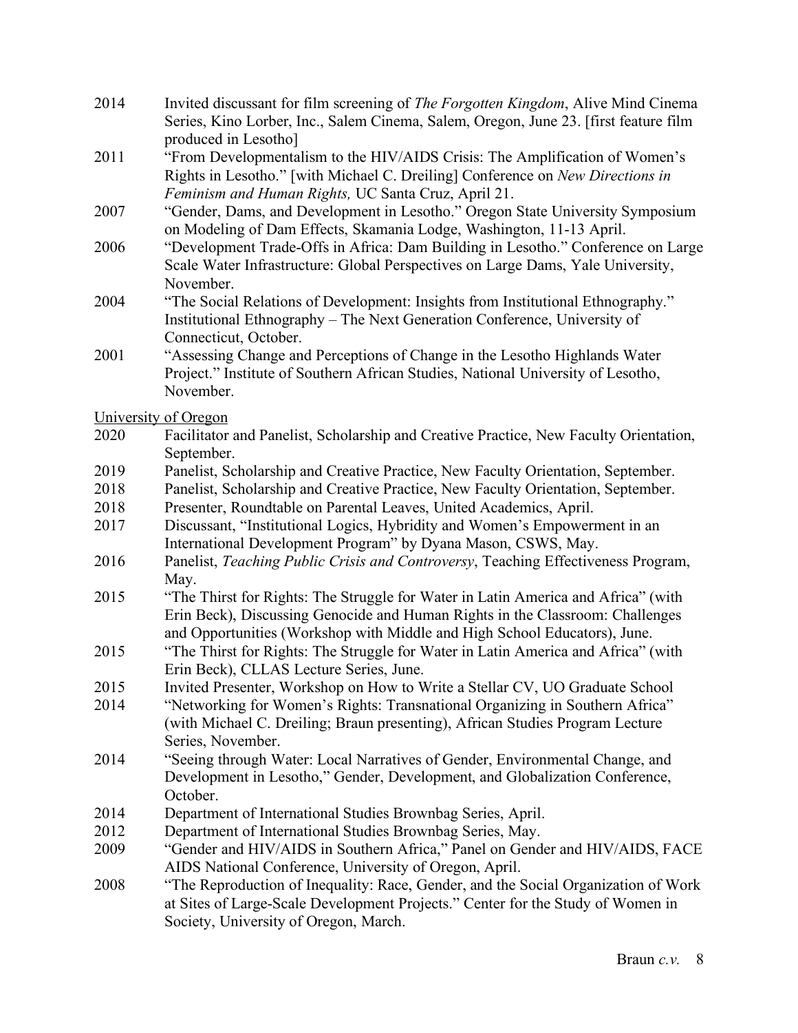2014 Invited discussant for film screening of *The Forgotten Kingdom*, Alive Mind Cinema Series, Kino Lorber, Inc., Salem Cinema, Salem, Oregon, June 23. [first feature film produced in Lesotho]

2011 "From Developmentalism to the HIV/AIDS Crisis: The Amplification of Women's Rights in Lesotho." [with Michael C. Dreiling] Conference on *New Directions in Feminism and Human Rights,* UC Santa Cruz, April 21.

2007 "Gender, Dams, and Development in Lesotho." Oregon State University Symposium on Modeling of Dam Effects, Skamania Lodge, Washington, 11-13 April.

2006 "Development Trade-Offs in Africa: Dam Building in Lesotho." Conference on Large Scale Water Infrastructure: Global Perspectives on Large Dams, Yale University, November.

2004 "The Social Relations of Development: Insights from Institutional Ethnography." Institutional Ethnography – The Next Generation Conference, University of Connecticut, October.

2001 "Assessing Change and Perceptions of Change in the Lesotho Highlands Water Project." Institute of Southern African Studies, National University of Lesotho, November.

<u>University of Oregon</u>

2020 Facilitator and Panelist, Scholarship and Creative Practice, New Faculty Orientation, September.

2019 Panelist, Scholarship and Creative Practice, New Faculty Orientation, September.

2018 Panelist, Scholarship and Creative Practice, New Faculty Orientation, September.

2018 Presenter, Roundtable on Parental Leaves, United Academics, April.

2017 Discussant, "Institutional Logics, Hybridity and Women's Empowerment in an International Development Program" by Dyana Mason, CSWS, May.

2016 Panelist, *Teaching Public Crisis and Controversy*, Teaching Effectiveness Program, May.

2015 "The Thirst for Rights: The Struggle for Water in Latin America and Africa" (with Erin Beck), Discussing Genocide and Human Rights in the Classroom: Challenges and Opportunities (Workshop with Middle and High School Educators), June.

2015 "The Thirst for Rights: The Struggle for Water in Latin America and Africa" (with Erin Beck), CLLAS Lecture Series, June.

2015 Invited Presenter, Workshop on How to Write a Stellar CV, UO Graduate School

2014 "Networking for Women's Rights: Transnational Organizing in Southern Africa" (with Michael C. Dreiling; Braun presenting), African Studies Program Lecture Series, November.

2014 "Seeing through Water: Local Narratives of Gender, Environmental Change, and Development in Lesotho," Gender, Development, and Globalization Conference, October.

2014 Department of International Studies Brownbag Series, April.

2012 Department of International Studies Brownbag Series, May.

2009 "Gender and HIV/AIDS in Southern Africa," Panel on Gender and HIV/AIDS, FACE AIDS National Conference, University of Oregon, April.

2008 "The Reproduction of Inequality: Race, Gender, and the Social Organization of Work at Sites of Large-Scale Development Projects." Center for the Study of Women in Society, University of Oregon, March.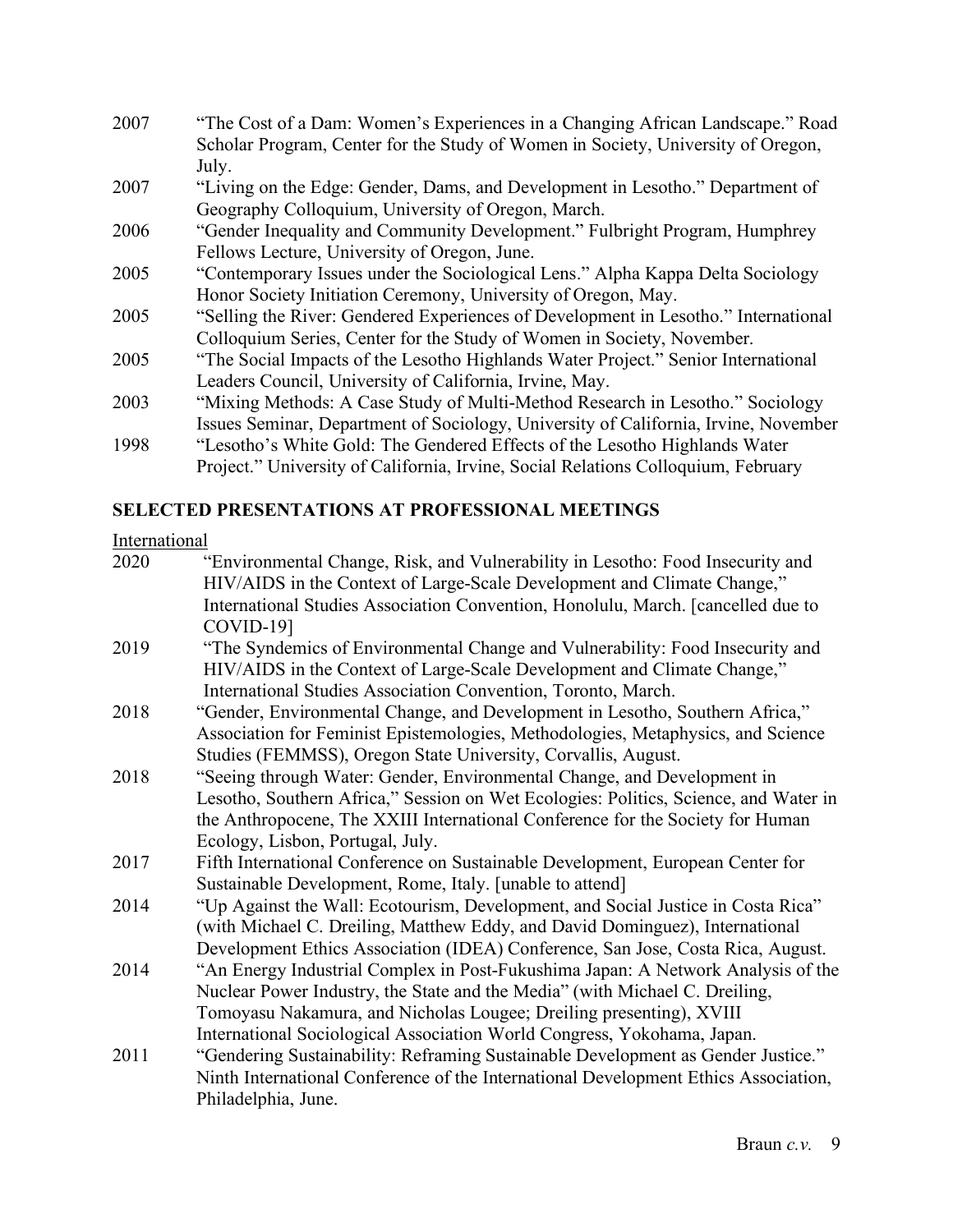2007 "The Cost of a Dam: Women's Experiences in a Changing African Landscape." Road Scholar Program, Center for the Study of Women in Society, University of Oregon, July.

2007 "Living on the Edge: Gender, Dams, and Development in Lesotho." Department of Geography Colloquium, University of Oregon, March.

2006 "Gender Inequality and Community Development." Fulbright Program, Humphrey Fellows Lecture, University of Oregon, June.

2005 "Contemporary Issues under the Sociological Lens." Alpha Kappa Delta Sociology Honor Society Initiation Ceremony, University of Oregon, May.

2005 "Selling the River: Gendered Experiences of Development in Lesotho." International Colloquium Series, Center for the Study of Women in Society, November.

2005 "The Social Impacts of the Lesotho Highlands Water Project." Senior International Leaders Council, University of California, Irvine, May.

2003 "Mixing Methods: A Case Study of Multi-Method Research in Lesotho." Sociology Issues Seminar, Department of Sociology, University of California, Irvine, November

1998 "Lesotho's White Gold: The Gendered Effects of the Lesotho Highlands Water Project." University of California, Irvine, Social Relations Colloquium, February

## SELECTED PRESENTATIONS AT PROFESSIONAL MEETINGS

International

2020 "Environmental Change, Risk, and Vulnerability in Lesotho: Food Insecurity and HIV/AIDS in the Context of Large-Scale Development and Climate Change," International Studies Association Convention, Honolulu, March. [cancelled due to COVID-19]

2019 "The Syndemics of Environmental Change and Vulnerability: Food Insecurity and HIV/AIDS in the Context of Large-Scale Development and Climate Change," International Studies Association Convention, Toronto, March.

2018 "Gender, Environmental Change, and Development in Lesotho, Southern Africa," Association for Feminist Epistemologies, Methodologies, Metaphysics, and Science Studies (FEMMSS), Oregon State University, Corvallis, August.

2018 "Seeing through Water: Gender, Environmental Change, and Development in Lesotho, Southern Africa," Session on Wet Ecologies: Politics, Science, and Water in the Anthropocene, The XXIII International Conference for the Society for Human Ecology, Lisbon, Portugal, July.

2017 Fifth International Conference on Sustainable Development, European Center for Sustainable Development, Rome, Italy. [unable to attend]

2014 "Up Against the Wall: Ecotourism, Development, and Social Justice in Costa Rica" (with Michael C. Dreiling, Matthew Eddy, and David Dominguez), International Development Ethics Association (IDEA) Conference, San Jose, Costa Rica, August.

2014 "An Energy Industrial Complex in Post-Fukushima Japan: A Network Analysis of the Nuclear Power Industry, the State and the Media" (with Michael C. Dreiling, Tomoyasu Nakamura, and Nicholas Lougee; Dreiling presenting), XVIII International Sociological Association World Congress, Yokohama, Japan.

2011 "Gendering Sustainability: Reframing Sustainable Development as Gender Justice." Ninth International Conference of the International Development Ethics Association, Philadelphia, June.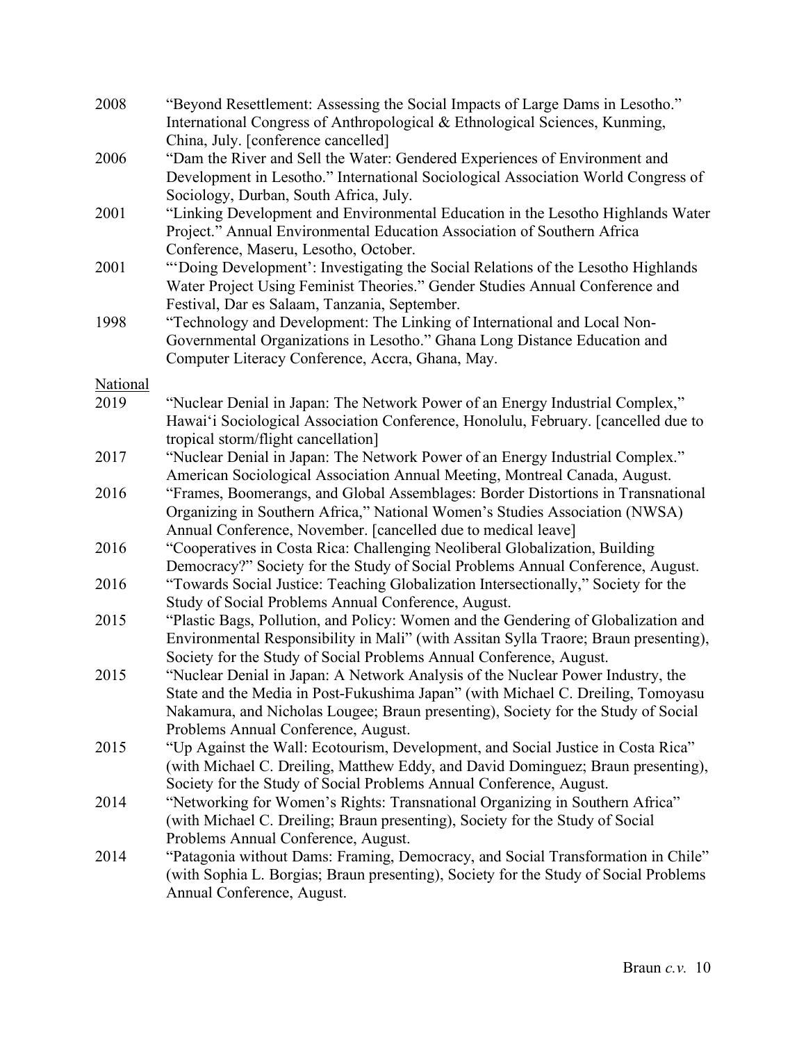2008 "Beyond Resettlement: Assessing the Social Impacts of Large Dams in Lesotho." International Congress of Anthropological & Ethnological Sciences, Kunming, China, July. [conference cancelled]

2006 "Dam the River and Sell the Water: Gendered Experiences of Environment and Development in Lesotho." International Sociological Association World Congress of Sociology, Durban, South Africa, July.

2001 "Linking Development and Environmental Education in the Lesotho Highlands Water Project." Annual Environmental Education Association of Southern Africa Conference, Maseru, Lesotho, October.

2001 "'Doing Development': Investigating the Social Relations of the Lesotho Highlands Water Project Using Feminist Theories." Gender Studies Annual Conference and Festival, Dar es Salaam, Tanzania, September.

1998 "Technology and Development: The Linking of International and Local Non-Governmental Organizations in Lesotho." Ghana Long Distance Education and Computer Literacy Conference, Accra, Ghana, May.

National

2019 "Nuclear Denial in Japan: The Network Power of an Energy Industrial Complex," Hawai'i Sociological Association Conference, Honolulu, February. [cancelled due to tropical storm/flight cancellation]

2017 "Nuclear Denial in Japan: The Network Power of an Energy Industrial Complex." American Sociological Association Annual Meeting, Montreal Canada, August.

2016 "Frames, Boomerangs, and Global Assemblages: Border Distortions in Transnational Organizing in Southern Africa," National Women's Studies Association (NWSA) Annual Conference, November. [cancelled due to medical leave]

2016 "Cooperatives in Costa Rica: Challenging Neoliberal Globalization, Building Democracy?" Society for the Study of Social Problems Annual Conference, August.

2016 "Towards Social Justice: Teaching Globalization Intersectionally," Society for the Study of Social Problems Annual Conference, August.

2015 "Plastic Bags, Pollution, and Policy: Women and the Gendering of Globalization and Environmental Responsibility in Mali" (with Assitan Sylla Traore; Braun presenting), Society for the Study of Social Problems Annual Conference, August.

2015 "Nuclear Denial in Japan: A Network Analysis of the Nuclear Power Industry, the State and the Media in Post-Fukushima Japan" (with Michael C. Dreiling, Tomoyasu Nakamura, and Nicholas Lougee; Braun presenting), Society for the Study of Social Problems Annual Conference, August.

2015 "Up Against the Wall: Ecotourism, Development, and Social Justice in Costa Rica" (with Michael C. Dreiling, Matthew Eddy, and David Dominguez; Braun presenting), Society for the Study of Social Problems Annual Conference, August.

2014 "Networking for Women's Rights: Transnational Organizing in Southern Africa" (with Michael C. Dreiling; Braun presenting), Society for the Study of Social Problems Annual Conference, August.

2014 "Patagonia without Dams: Framing, Democracy, and Social Transformation in Chile" (with Sophia L. Borgias; Braun presenting), Society for the Study of Social Problems Annual Conference, August.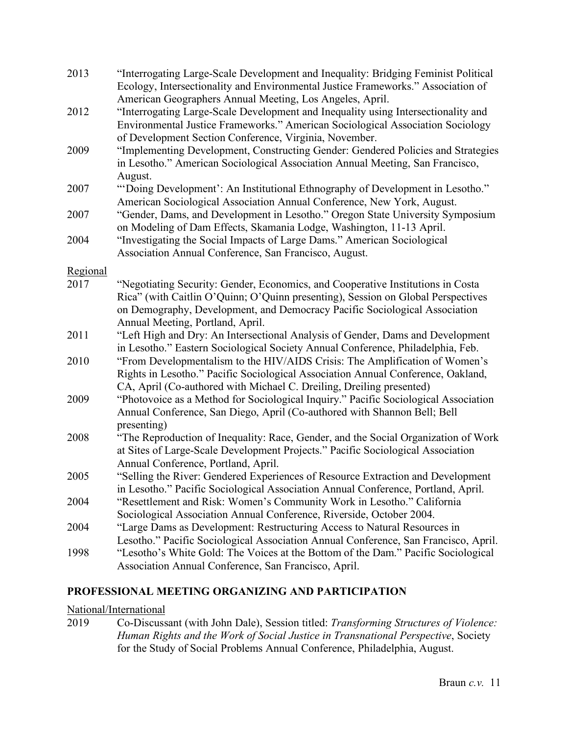2013 "Interrogating Large-Scale Development and Inequality: Bridging Feminist Political Ecology, Intersectionality and Environmental Justice Frameworks." Association of American Geographers Annual Meeting, Los Angeles, April.

2012 "Interrogating Large-Scale Development and Inequality using Intersectionality and Environmental Justice Frameworks." American Sociological Association Sociology of Development Section Conference, Virginia, November.

2009 "Implementing Development, Constructing Gender: Gendered Policies and Strategies in Lesotho." American Sociological Association Annual Meeting, San Francisco, August.

2007 "'Doing Development': An Institutional Ethnography of Development in Lesotho." American Sociological Association Annual Conference, New York, August.

2007 "Gender, Dams, and Development in Lesotho." Oregon State University Symposium on Modeling of Dam Effects, Skamania Lodge, Washington, 11-13 April.

2004 "Investigating the Social Impacts of Large Dams." American Sociological Association Annual Conference, San Francisco, August.

Regional

2017 "Negotiating Security: Gender, Economics, and Cooperative Institutions in Costa Rica" (with Caitlin O'Quinn; O'Quinn presenting), Session on Global Perspectives on Demography, Development, and Democracy Pacific Sociological Association Annual Meeting, Portland, April.

2011 "Left High and Dry: An Intersectional Analysis of Gender, Dams and Development in Lesotho." Eastern Sociological Society Annual Conference, Philadelphia, Feb.

2010 "From Developmentalism to the HIV/AIDS Crisis: The Amplification of Women's Rights in Lesotho." Pacific Sociological Association Annual Conference, Oakland, CA, April (Co-authored with Michael C. Dreiling, Dreiling presented)

2009 "Photovoice as a Method for Sociological Inquiry." Pacific Sociological Association Annual Conference, San Diego, April (Co-authored with Shannon Bell; Bell presenting)

2008 "The Reproduction of Inequality: Race, Gender, and the Social Organization of Work at Sites of Large-Scale Development Projects." Pacific Sociological Association Annual Conference, Portland, April.

2005 "Selling the River: Gendered Experiences of Resource Extraction and Development in Lesotho." Pacific Sociological Association Annual Conference, Portland, April.

2004 "Resettlement and Risk: Women's Community Work in Lesotho." California Sociological Association Annual Conference, Riverside, October 2004.

2004 "Large Dams as Development: Restructuring Access to Natural Resources in Lesotho." Pacific Sociological Association Annual Conference, San Francisco, April.

1998 "Lesotho's White Gold: The Voices at the Bottom of the Dam." Pacific Sociological Association Annual Conference, San Francisco, April.

## PROFESSIONAL MEETING ORGANIZING AND PARTICIPATION

National/International

2019 Co-Discussant (with John Dale), Session titled: *Transforming Structures of Violence: Human Rights and the Work of Social Justice in Transnational Perspective*, Society for the Study of Social Problems Annual Conference, Philadelphia, August.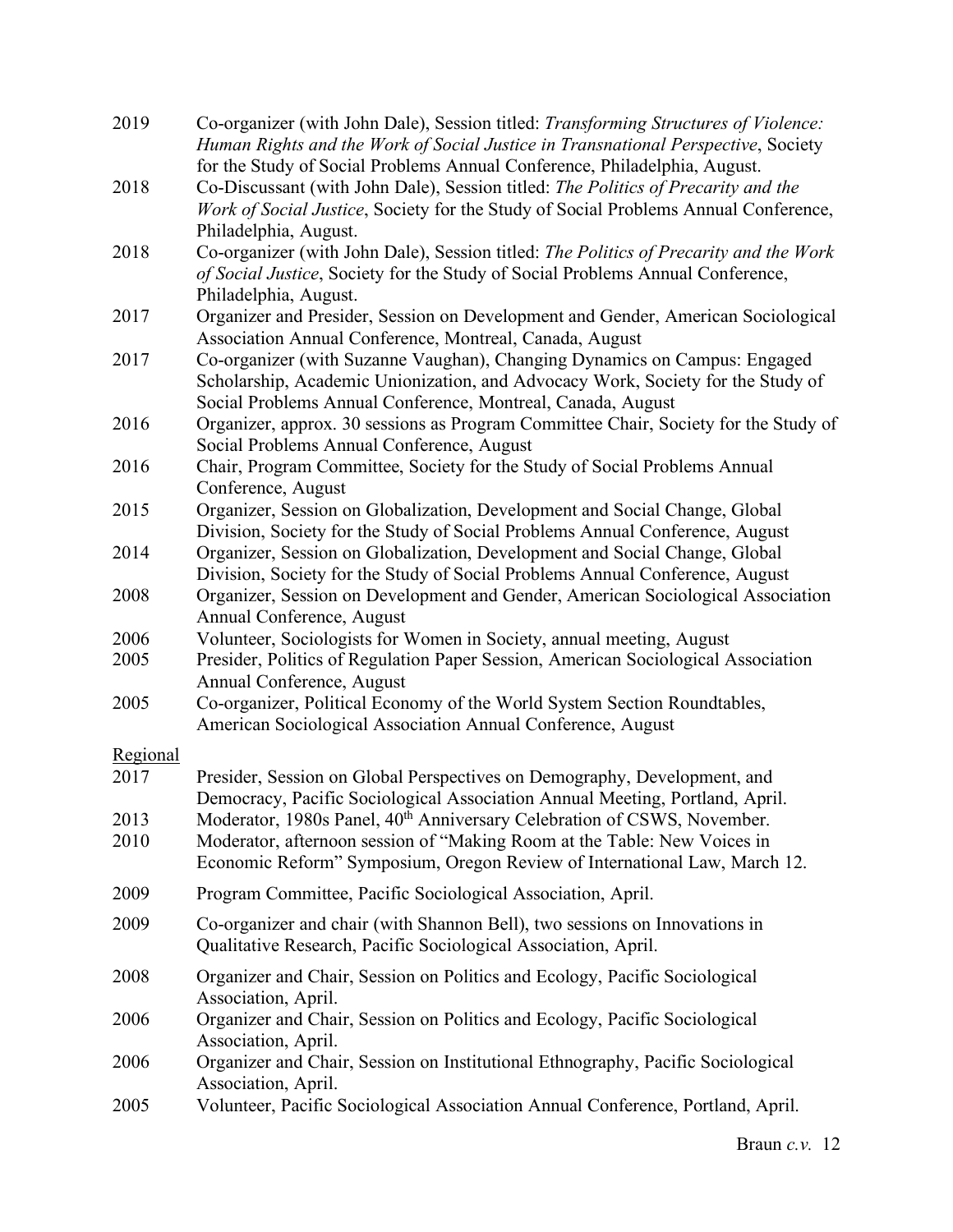2019 Co-organizer (with John Dale), Session titled: *Transforming Structures of Violence: Human Rights and the Work of Social Justice in Transnational Perspective*, Society for the Study of Social Problems Annual Conference, Philadelphia, August.

2018 Co-Discussant (with John Dale), Session titled: *The Politics of Precarity and the Work of Social Justice*, Society for the Study of Social Problems Annual Conference, Philadelphia, August.

2018 Co-organizer (with John Dale), Session titled: *The Politics of Precarity and the Work of Social Justice*, Society for the Study of Social Problems Annual Conference, Philadelphia, August.

2017 Organizer and Presider, Session on Development and Gender, American Sociological Association Annual Conference, Montreal, Canada, August

2017 Co-organizer (with Suzanne Vaughan), Changing Dynamics on Campus: Engaged Scholarship, Academic Unionization, and Advocacy Work, Society for the Study of Social Problems Annual Conference, Montreal, Canada, August

2016 Organizer, approx. 30 sessions as Program Committee Chair, Society for the Study of Social Problems Annual Conference, August

2016 Chair, Program Committee, Society for the Study of Social Problems Annual Conference, August

2015 Organizer, Session on Globalization, Development and Social Change, Global Division, Society for the Study of Social Problems Annual Conference, August

2014 Organizer, Session on Globalization, Development and Social Change, Global Division, Society for the Study of Social Problems Annual Conference, August

2008 Organizer, Session on Development and Gender, American Sociological Association Annual Conference, August

2006 Volunteer, Sociologists for Women in Society, annual meeting, August

2005 Presider, Politics of Regulation Paper Session, American Sociological Association Annual Conference, August

2005 Co-organizer, Political Economy of the World System Section Roundtables, American Sociological Association Annual Conference, August

<u>Regional</u>

2017 Presider, Session on Global Perspectives on Demography, Development, and Democracy, Pacific Sociological Association Annual Meeting, Portland, April.

2013 Moderator, 1980s Panel, 40th Anniversary Celebration of CSWS, November.

2010 Moderator, afternoon session of "Making Room at the Table: New Voices in Economic Reform" Symposium, Oregon Review of International Law, March 12.

2009 Program Committee, Pacific Sociological Association, April.

2009 Co-organizer and chair (with Shannon Bell), two sessions on Innovations in Qualitative Research, Pacific Sociological Association, April.

2008 Organizer and Chair, Session on Politics and Ecology, Pacific Sociological Association, April.

2006 Organizer and Chair, Session on Politics and Ecology, Pacific Sociological Association, April.

2006 Organizer and Chair, Session on Institutional Ethnography, Pacific Sociological Association, April.

2005 Volunteer, Pacific Sociological Association Annual Conference, Portland, April.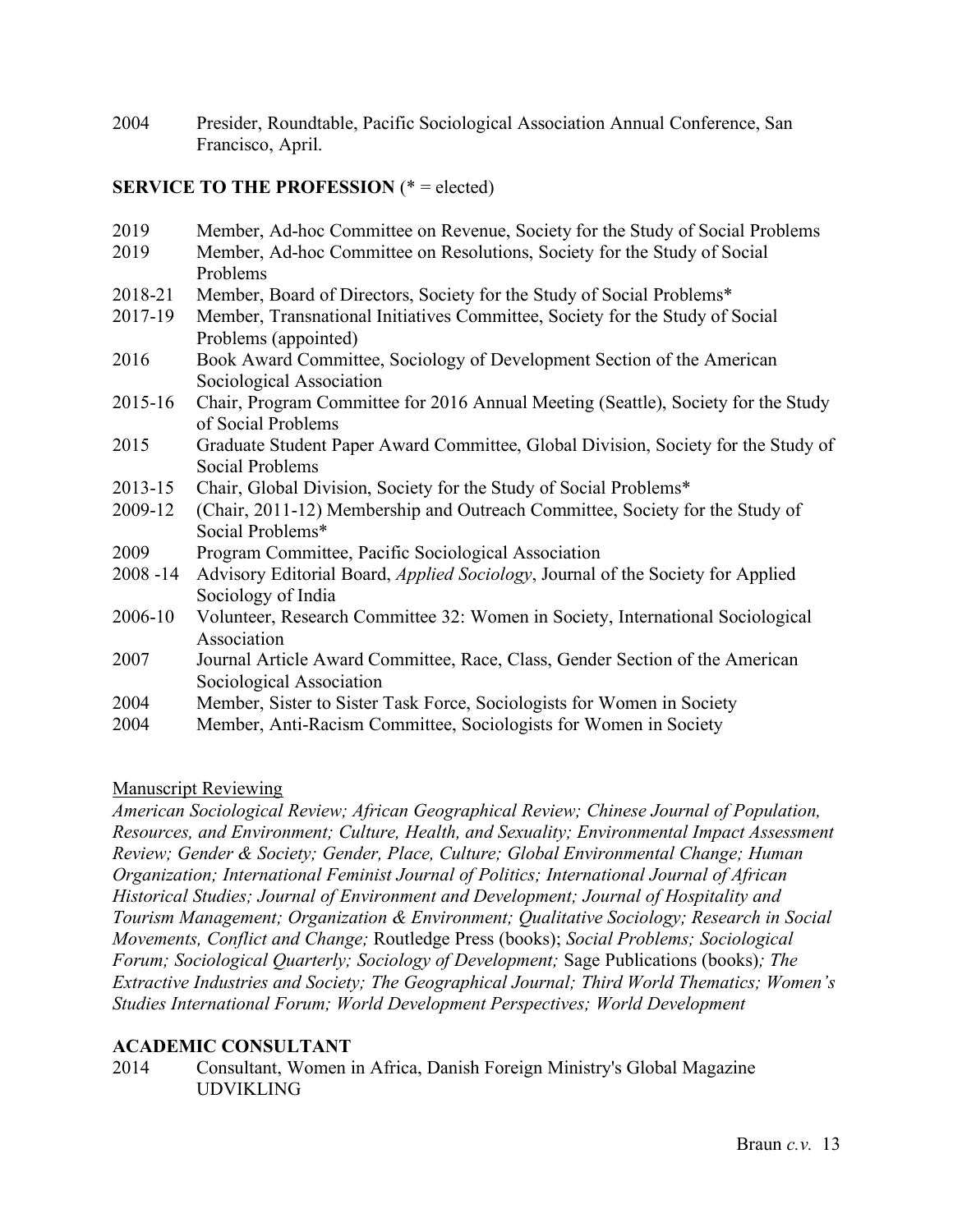2004 Presider, Roundtable, Pacific Sociological Association Annual Conference, San Francisco, April.

**SERVICE TO THE PROFESSION** (* = elected)

2019 Member, Ad-hoc Committee on Revenue, Society for the Study of Social Problems
2019 Member, Ad-hoc Committee on Resolutions, Society for the Study of Social Problems
2018-21 Member, Board of Directors, Society for the Study of Social Problems*
2017-19 Member, Transnational Initiatives Committee, Society for the Study of Social Problems (appointed)
2016 Book Award Committee, Sociology of Development Section of the American Sociological Association
2015-16 Chair, Program Committee for 2016 Annual Meeting (Seattle), Society for the Study of Social Problems
2015 Graduate Student Paper Award Committee, Global Division, Society for the Study of Social Problems
2013-15 Chair, Global Division, Society for the Study of Social Problems*
2009-12 (Chair, 2011-12) Membership and Outreach Committee, Society for the Study of Social Problems*
2009 Program Committee, Pacific Sociological Association
2008 -14 Advisory Editorial Board, *Applied Sociology*, Journal of the Society for Applied Sociology of India
2006-10 Volunteer, Research Committee 32: Women in Society, International Sociological Association
2007 Journal Article Award Committee, Race, Class, Gender Section of the American Sociological Association
2004 Member, Sister to Sister Task Force, Sociologists for Women in Society
2004 Member, Anti-Racism Committee, Sociologists for Women in Society

Manuscript Reviewing

*American Sociological Review; African Geographical Review; Chinese Journal of Population, Resources, and Environment; Culture, Health, and Sexuality; Environmental Impact Assessment Review; Gender & Society; Gender, Place, Culture; Global Environmental Change; Human Organization; International Feminist Journal of Politics; International Journal of African Historical Studies; Journal of Environment and Development; Journal of Hospitality and Tourism Management; Organization & Environment; Qualitative Sociology; Research in Social Movements, Conflict and Change;* Routledge Press (books); *Social Problems; Sociological Forum; Sociological Quarterly; Sociology of Development;* Sage Publications (books)*; The Extractive Industries and Society; The Geographical Journal; Third World Thematics; Women's Studies International Forum; World Development Perspectives; World Development*

**ACADEMIC CONSULTANT**

2014 Consultant, Women in Africa, Danish Foreign Ministry's Global Magazine UDVIKLING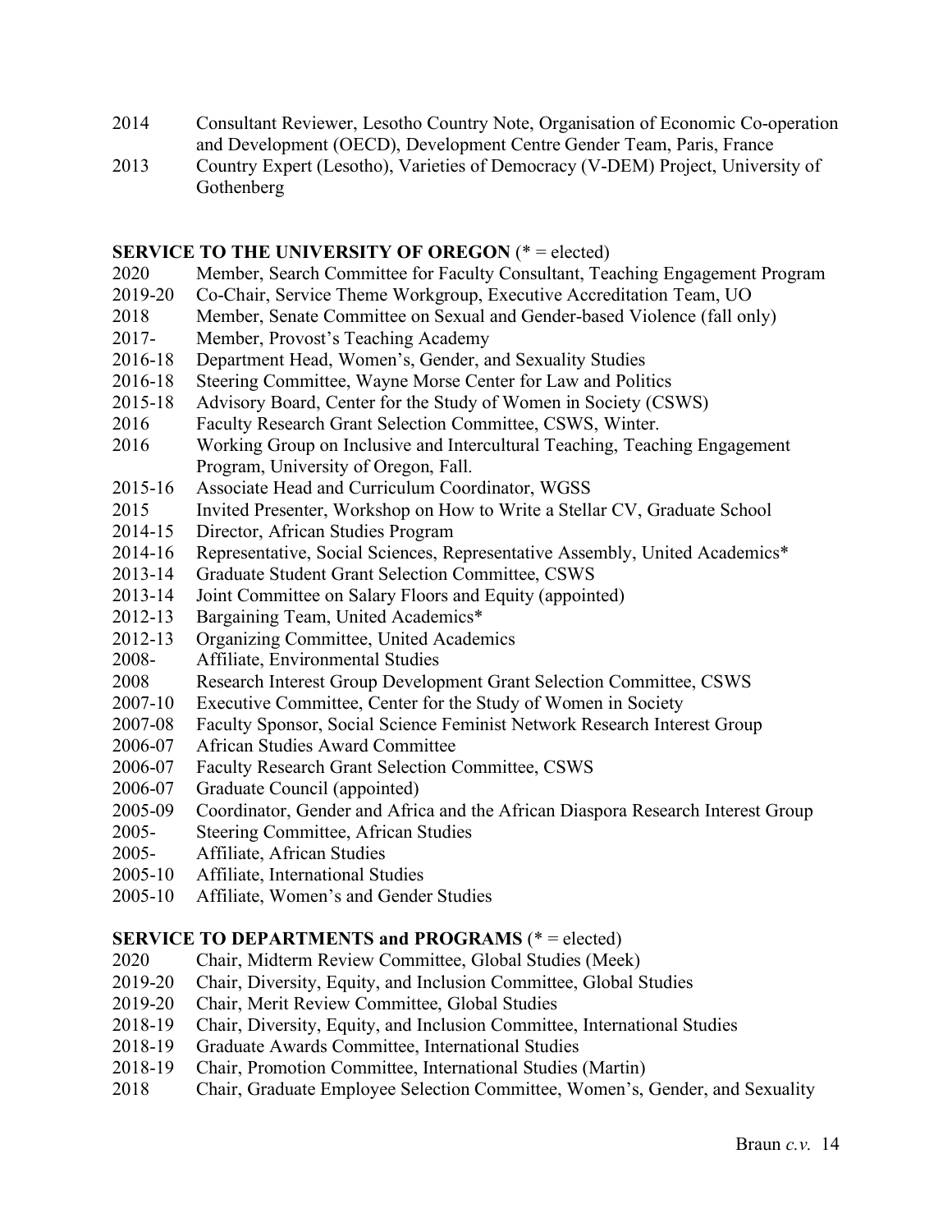2014 Consultant Reviewer, Lesotho Country Note, Organisation of Economic Co-operation and Development (OECD), Development Centre Gender Team, Paris, France

2013 Country Expert (Lesotho), Varieties of Democracy (V-DEM) Project, University of Gothenberg

**SERVICE TO THE UNIVERSITY OF OREGON** (* = elected)

2020 Member, Search Committee for Faculty Consultant, Teaching Engagement Program

2019-20 Co-Chair, Service Theme Workgroup, Executive Accreditation Team, UO

2018 Member, Senate Committee on Sexual and Gender-based Violence (fall only)

2017- Member, Provost's Teaching Academy

2016-18 Department Head, Women's, Gender, and Sexuality Studies

2016-18 Steering Committee, Wayne Morse Center for Law and Politics

2015-18 Advisory Board, Center for the Study of Women in Society (CSWS)

2016 Faculty Research Grant Selection Committee, CSWS, Winter.

2016 Working Group on Inclusive and Intercultural Teaching, Teaching Engagement Program, University of Oregon, Fall.

2015-16 Associate Head and Curriculum Coordinator, WGSS

2015 Invited Presenter, Workshop on How to Write a Stellar CV, Graduate School

2014-15 Director, African Studies Program

2014-16 Representative, Social Sciences, Representative Assembly, United Academics*

2013-14 Graduate Student Grant Selection Committee, CSWS

2013-14 Joint Committee on Salary Floors and Equity (appointed)

2012-13 Bargaining Team, United Academics*

2012-13 Organizing Committee, United Academics

2008- Affiliate, Environmental Studies

2008 Research Interest Group Development Grant Selection Committee, CSWS

2007-10 Executive Committee, Center for the Study of Women in Society

2007-08 Faculty Sponsor, Social Science Feminist Network Research Interest Group

2006-07 African Studies Award Committee

2006-07 Faculty Research Grant Selection Committee, CSWS

2006-07 Graduate Council (appointed)

2005-09 Coordinator, Gender and Africa and the African Diaspora Research Interest Group

2005- Steering Committee, African Studies

2005- Affiliate, African Studies

2005-10 Affiliate, International Studies

2005-10 Affiliate, Women's and Gender Studies

**SERVICE TO DEPARTMENTS and PROGRAMS** (* = elected)

2020 Chair, Midterm Review Committee, Global Studies (Meek)

2019-20 Chair, Diversity, Equity, and Inclusion Committee, Global Studies

2019-20 Chair, Merit Review Committee, Global Studies

2018-19 Chair, Diversity, Equity, and Inclusion Committee, International Studies

2018-19 Graduate Awards Committee, International Studies

2018-19 Chair, Promotion Committee, International Studies (Martin)

2018 Chair, Graduate Employee Selection Committee, Women's, Gender, and Sexuality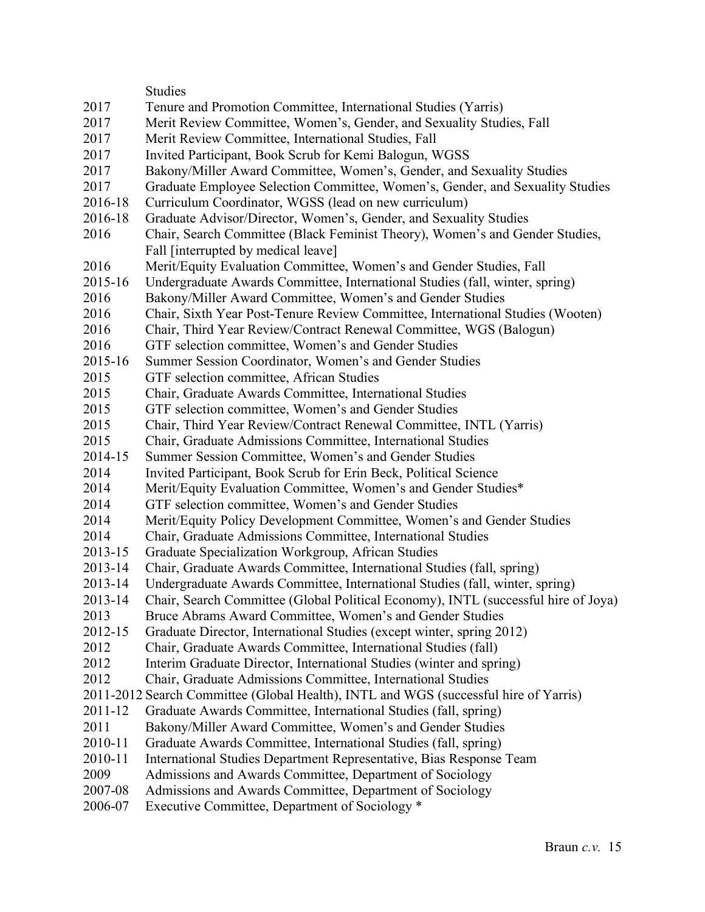Studies

2017 Tenure and Promotion Committee, International Studies (Yarris)
2017 Merit Review Committee, Women's, Gender, and Sexuality Studies, Fall
2017 Merit Review Committee, International Studies, Fall
2017 Invited Participant, Book Scrub for Kemi Balogun, WGSS
2017 Bakony/Miller Award Committee, Women's, Gender, and Sexuality Studies
2017 Graduate Employee Selection Committee, Women's, Gender, and Sexuality Studies
2016-18 Curriculum Coordinator, WGSS (lead on new curriculum)
2016-18 Graduate Advisor/Director, Women's, Gender, and Sexuality Studies
2016 Chair, Search Committee (Black Feminist Theory), Women's and Gender Studies, Fall [interrupted by medical leave]
2016 Merit/Equity Evaluation Committee, Women's and Gender Studies, Fall
2015-16 Undergraduate Awards Committee, International Studies (fall, winter, spring)
2016 Bakony/Miller Award Committee, Women's and Gender Studies
2016 Chair, Sixth Year Post-Tenure Review Committee, International Studies (Wooten)
2016 Chair, Third Year Review/Contract Renewal Committee, WGS (Balogun)
2016 GTF selection committee, Women's and Gender Studies
2015-16 Summer Session Coordinator, Women's and Gender Studies
2015 GTF selection committee, African Studies
2015 Chair, Graduate Awards Committee, International Studies
2015 GTF selection committee, Women's and Gender Studies
2015 Chair, Third Year Review/Contract Renewal Committee, INTL (Yarris)
2015 Chair, Graduate Admissions Committee, International Studies
2014-15 Summer Session Committee, Women's and Gender Studies
2014 Invited Participant, Book Scrub for Erin Beck, Political Science
2014 Merit/Equity Evaluation Committee, Women's and Gender Studies*
2014 GTF selection committee, Women's and Gender Studies
2014 Merit/Equity Policy Development Committee, Women's and Gender Studies
2014 Chair, Graduate Admissions Committee, International Studies
2013-15 Graduate Specialization Workgroup, African Studies
2013-14 Chair, Graduate Awards Committee, International Studies (fall, spring)
2013-14 Undergraduate Awards Committee, International Studies (fall, winter, spring)
2013-14 Chair, Search Committee (Global Political Economy), INTL (successful hire of Joya)
2013 Bruce Abrams Award Committee, Women's and Gender Studies
2012-15 Graduate Director, International Studies (except winter, spring 2012)
2012 Chair, Graduate Awards Committee, International Studies (fall)
2012 Interim Graduate Director, International Studies (winter and spring)
2012 Chair, Graduate Admissions Committee, International Studies
2011-2012 Search Committee (Global Health), INTL and WGS (successful hire of Yarris)
2011-12 Graduate Awards Committee, International Studies (fall, spring)
2011 Bakony/Miller Award Committee, Women's and Gender Studies
2010-11 Graduate Awards Committee, International Studies (fall, spring)
2010-11 International Studies Department Representative, Bias Response Team
2009 Admissions and Awards Committee, Department of Sociology
2007-08 Admissions and Awards Committee, Department of Sociology
2006-07 Executive Committee, Department of Sociology *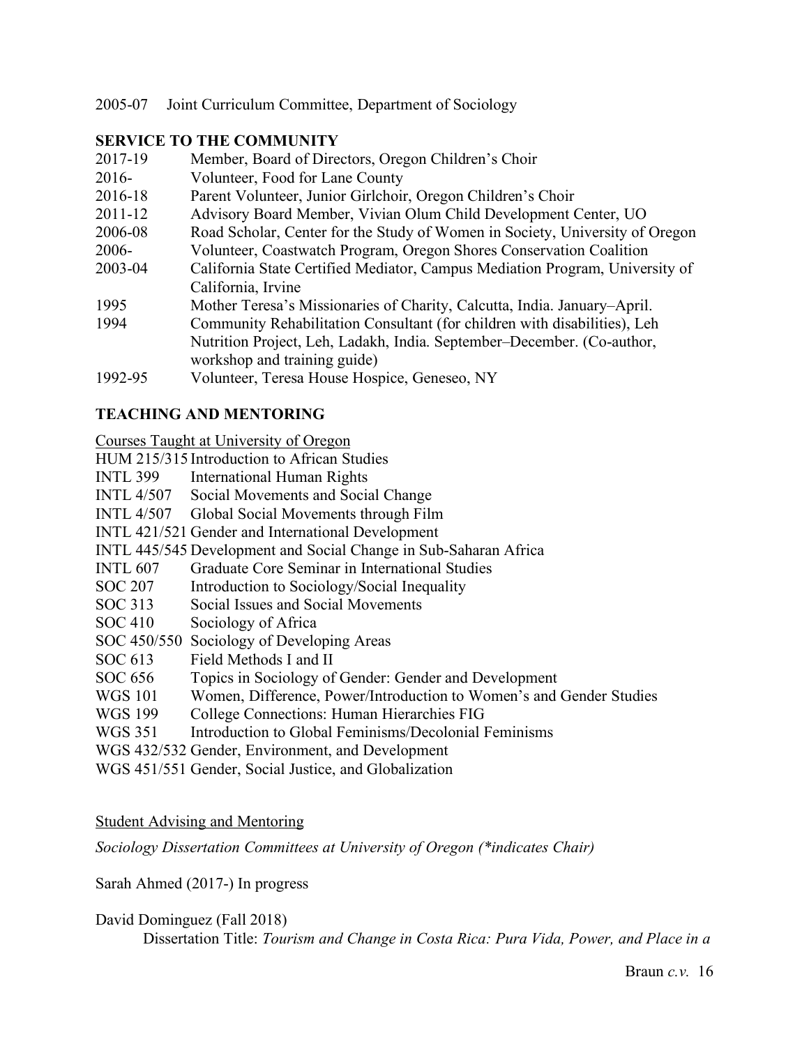2005-07 Joint Curriculum Committee, Department of Sociology

## SERVICE TO THE COMMUNITY

2017-19 Member, Board of Directors, Oregon Children's Choir
2016- Volunteer, Food for Lane County
2016-18 Parent Volunteer, Junior Girlchoir, Oregon Children's Choir
2011-12 Advisory Board Member, Vivian Olum Child Development Center, UO
2006-08 Road Scholar, Center for the Study of Women in Society, University of Oregon
2006- Volunteer, Coastwatch Program, Oregon Shores Conservation Coalition
2003-04 California State Certified Mediator, Campus Mediation Program, University of California, Irvine
1995 Mother Teresa's Missionaries of Charity, Calcutta, India. January–April.
1994 Community Rehabilitation Consultant (for children with disabilities), Leh Nutrition Project, Leh, Ladakh, India. September–December. (Co-author, workshop and training guide)
1992-95 Volunteer, Teresa House Hospice, Geneseo, NY

## TEACHING AND MENTORING

Courses Taught at University of Oregon

HUM 215/315 Introduction to African Studies
INTL 399 International Human Rights
INTL 4/507 Social Movements and Social Change
INTL 4/507 Global Social Movements through Film
INTL 421/521 Gender and International Development
INTL 445/545 Development and Social Change in Sub-Saharan Africa
INTL 607 Graduate Core Seminar in International Studies
SOC 207 Introduction to Sociology/Social Inequality
SOC 313 Social Issues and Social Movements
SOC 410 Sociology of Africa
SOC 450/550 Sociology of Developing Areas
SOC 613 Field Methods I and II
SOC 656 Topics in Sociology of Gender: Gender and Development
WGS 101 Women, Difference, Power/Introduction to Women's and Gender Studies
WGS 199 College Connections: Human Hierarchies FIG
WGS 351 Introduction to Global Feminisms/Decolonial Feminisms
WGS 432/532 Gender, Environment, and Development
WGS 451/551 Gender, Social Justice, and Globalization

Student Advising and Mentoring

*Sociology Dissertation Committees at University of Oregon (*indicates Chair)*

Sarah Ahmed (2017-) In progress

David Dominguez (Fall 2018)
Dissertation Title: *Tourism and Change in Costa Rica: Pura Vida, Power, and Place in a*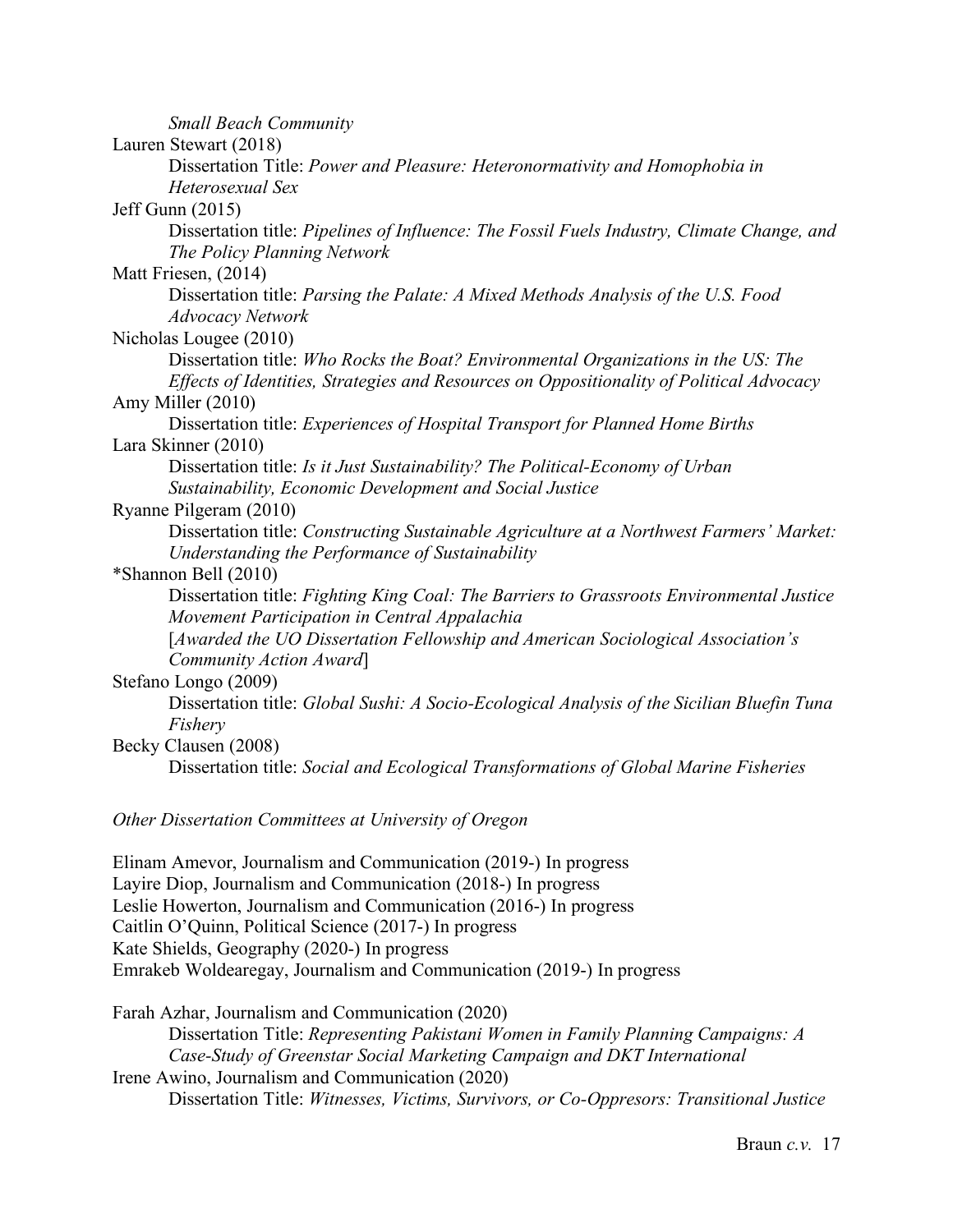*Small Beach Community*

Lauren Stewart (2018)
    Dissertation Title: *Power and Pleasure: Heteronormativity and Homophobia in Heterosexual Sex*

Jeff Gunn (2015)
    Dissertation title: *Pipelines of Influence: The Fossil Fuels Industry, Climate Change, and The Policy Planning Network*

Matt Friesen, (2014)
    Dissertation title: *Parsing the Palate: A Mixed Methods Analysis of the U.S. Food Advocacy Network*

Nicholas Lougee (2010)
    Dissertation title: *Who Rocks the Boat? Environmental Organizations in the US: The Effects of Identities, Strategies and Resources on Oppositionality of Political Advocacy*

Amy Miller (2010)
    Dissertation title: *Experiences of Hospital Transport for Planned Home Births*

Lara Skinner (2010)
    Dissertation title: *Is it Just Sustainability? The Political-Economy of Urban Sustainability, Economic Development and Social Justice*

Ryanne Pilgeram (2010)
    Dissertation title: *Constructing Sustainable Agriculture at a Northwest Farmers' Market: Understanding the Performance of Sustainability*

*Shannon Bell (2010)
    Dissertation title: *Fighting King Coal: The Barriers to Grassroots Environmental Justice Movement Participation in Central Appalachia*
    [*Awarded the UO Dissertation Fellowship and American Sociological Association's Community Action Award*]

Stefano Longo (2009)
    Dissertation title: *Global Sushi: A Socio-Ecological Analysis of the Sicilian Bluefin Tuna Fishery*

Becky Clausen (2008)
    Dissertation title: *Social and Ecological Transformations of Global Marine Fisheries*

*Other Dissertation Committees at University of Oregon*

Elinam Amevor, Journalism and Communication (2019-) In progress
Layire Diop, Journalism and Communication (2018-) In progress
Leslie Howerton, Journalism and Communication (2016-) In progress
Caitlin O'Quinn, Political Science (2017-) In progress
Kate Shields, Geography (2020-) In progress
Emrakeb Woldearegay, Journalism and Communication (2019-) In progress

Farah Azhar, Journalism and Communication (2020)
    Dissertation Title: *Representing Pakistani Women in Family Planning Campaigns: A Case-Study of Greenstar Social Marketing Campaign and DKT International*

Irene Awino, Journalism and Communication (2020)
    Dissertation Title: *Witnesses, Victims, Survivors, or Co-Oppresors: Transitional Justice*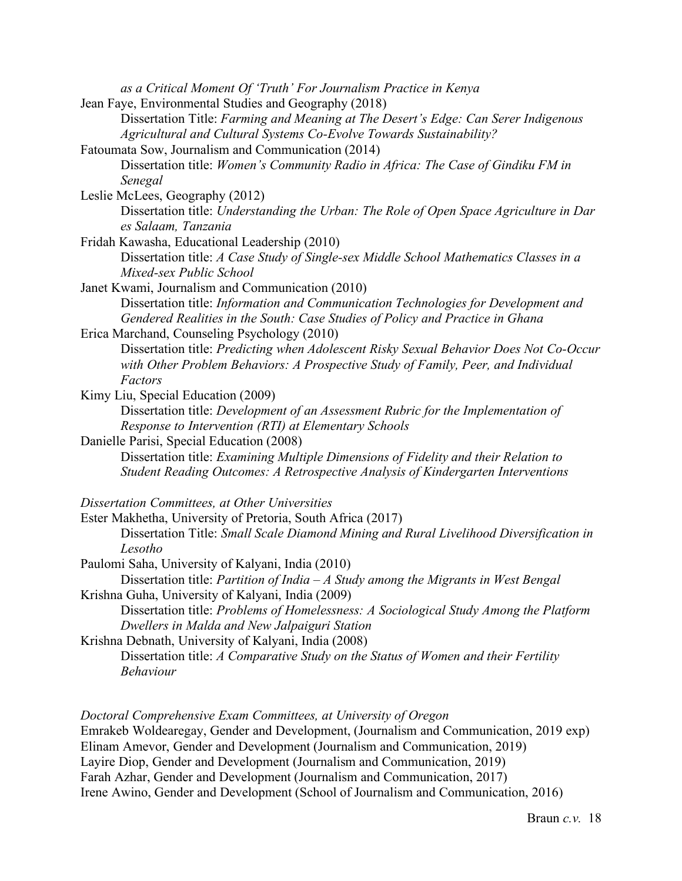*as a Critical Moment Of 'Truth' For Journalism Practice in Kenya*

Jean Faye, Environmental Studies and Geography (2018)
    Dissertation Title: *Farming and Meaning at The Desert's Edge: Can Serer Indigenous Agricultural and Cultural Systems Co-Evolve Towards Sustainability?*

Fatoumata Sow, Journalism and Communication (2014)
    Dissertation title: *Women's Community Radio in Africa: The Case of Gindiku FM in Senegal*

Leslie McLees, Geography (2012)
    Dissertation title: *Understanding the Urban: The Role of Open Space Agriculture in Dar es Salaam, Tanzania*

Fridah Kawasha, Educational Leadership (2010)
    Dissertation title: *A Case Study of Single-sex Middle School Mathematics Classes in a Mixed-sex Public School*

Janet Kwami, Journalism and Communication (2010)
    Dissertation title: *Information and Communication Technologies for Development and Gendered Realities in the South: Case Studies of Policy and Practice in Ghana*

Erica Marchand, Counseling Psychology (2010)
    Dissertation title: *Predicting when Adolescent Risky Sexual Behavior Does Not Co-Occur with Other Problem Behaviors: A Prospective Study of Family, Peer, and Individual Factors*

Kimy Liu, Special Education (2009)
    Dissertation title: *Development of an Assessment Rubric for the Implementation of Response to Intervention (RTI) at Elementary Schools*

Danielle Parisi, Special Education (2008)
    Dissertation title: *Examining Multiple Dimensions of Fidelity and their Relation to Student Reading Outcomes: A Retrospective Analysis of Kindergarten Interventions*

*Dissertation Committees, at Other Universities*

Ester Makhetha, University of Pretoria, South Africa (2017)
    Dissertation Title: *Small Scale Diamond Mining and Rural Livelihood Diversification in Lesotho*

Paulomi Saha, University of Kalyani, India (2010)
    Dissertation title: *Partition of India – A Study among the Migrants in West Bengal*

Krishna Guha, University of Kalyani, India (2009)
    Dissertation title: *Problems of Homelessness: A Sociological Study Among the Platform Dwellers in Malda and New Jalpaiguri Station*

Krishna Debnath, University of Kalyani, India (2008)
    Dissertation title: *A Comparative Study on the Status of Women and their Fertility Behaviour*

*Doctoral Comprehensive Exam Committees, at University of Oregon*

Emrakeb Woldearegay, Gender and Development, (Journalism and Communication, 2019 exp)
Elinam Amevor, Gender and Development (Journalism and Communication, 2019)
Layire Diop, Gender and Development (Journalism and Communication, 2019)
Farah Azhar, Gender and Development (Journalism and Communication, 2017)
Irene Awino, Gender and Development (School of Journalism and Communication, 2016)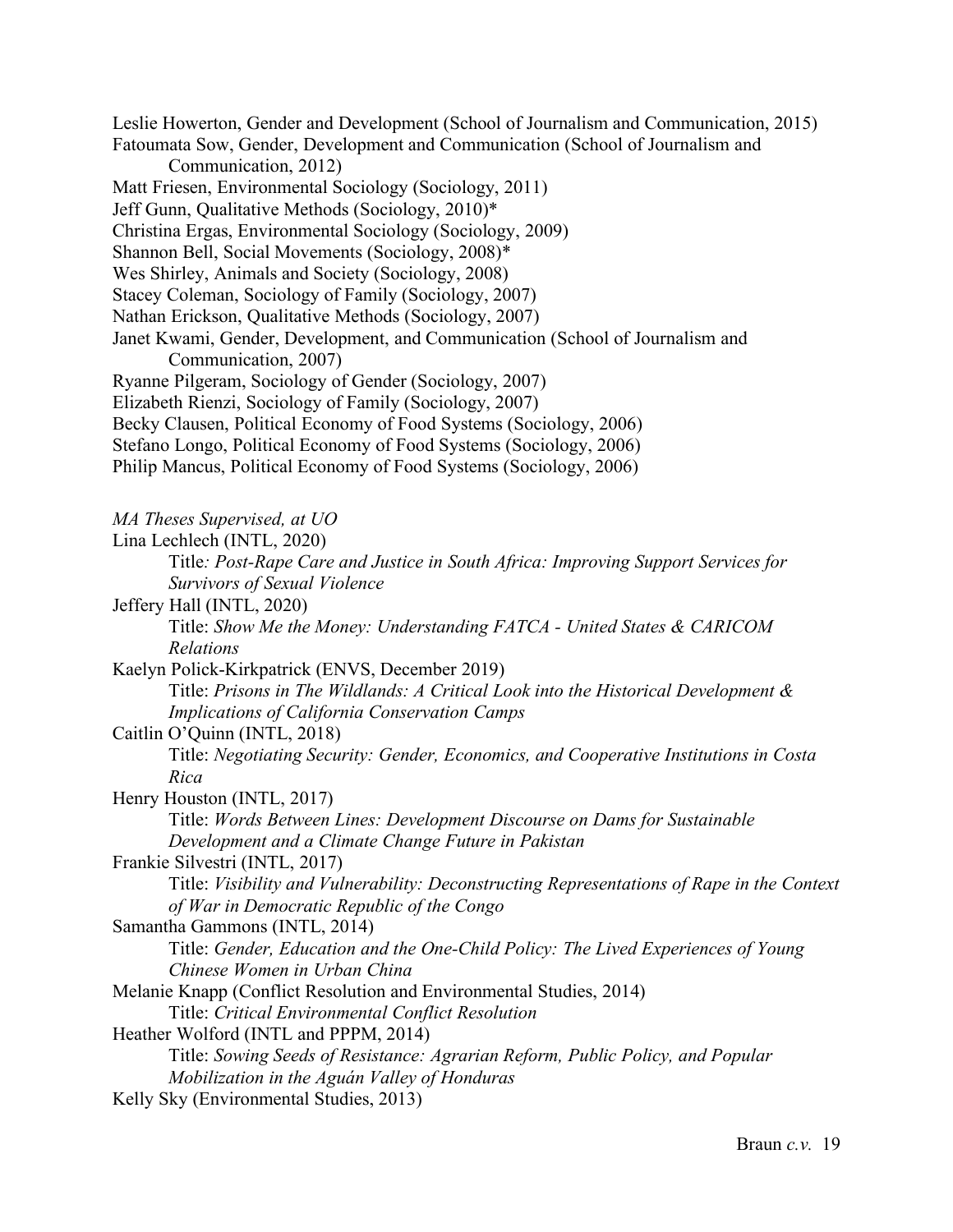Leslie Howerton, Gender and Development (School of Journalism and Communication, 2015)
Fatoumata Sow, Gender, Development and Communication (School of Journalism and Communication, 2012)
Matt Friesen, Environmental Sociology (Sociology, 2011)
Jeff Gunn, Qualitative Methods (Sociology, 2010)*
Christina Ergas, Environmental Sociology (Sociology, 2009)
Shannon Bell, Social Movements (Sociology, 2008)*
Wes Shirley, Animals and Society (Sociology, 2008)
Stacey Coleman, Sociology of Family (Sociology, 2007)
Nathan Erickson, Qualitative Methods (Sociology, 2007)
Janet Kwami, Gender, Development, and Communication (School of Journalism and Communication, 2007)
Ryanne Pilgeram, Sociology of Gender (Sociology, 2007)
Elizabeth Rienzi, Sociology of Family (Sociology, 2007)
Becky Clausen, Political Economy of Food Systems (Sociology, 2006)
Stefano Longo, Political Economy of Food Systems (Sociology, 2006)
Philip Mancus, Political Economy of Food Systems (Sociology, 2006)

*MA Theses Supervised, at UO*

Lina Lechlech (INTL, 2020)
Title*: Post-Rape Care and Justice in South Africa: Improving Support Services for Survivors of Sexual Violence*

Jeffery Hall (INTL, 2020)
Title: *Show Me the Money: Understanding FATCA - United States & CARICOM Relations*

Kaelyn Polick-Kirkpatrick (ENVS, December 2019)
Title: *Prisons in The Wildlands: A Critical Look into the Historical Development & Implications of California Conservation Camps*

Caitlin O'Quinn (INTL, 2018)
Title: *Negotiating Security: Gender, Economics, and Cooperative Institutions in Costa Rica*

Henry Houston (INTL, 2017)
Title: *Words Between Lines: Development Discourse on Dams for Sustainable Development and a Climate Change Future in Pakistan*

Frankie Silvestri (INTL, 2017)
Title: *Visibility and Vulnerability: Deconstructing Representations of Rape in the Context of War in Democratic Republic of the Congo*

Samantha Gammons (INTL, 2014)
Title: *Gender, Education and the One-Child Policy: The Lived Experiences of Young Chinese Women in Urban China*

Melanie Knapp (Conflict Resolution and Environmental Studies, 2014)
Title: *Critical Environmental Conflict Resolution*

Heather Wolford (INTL and PPPM, 2014)
Title: *Sowing Seeds of Resistance: Agrarian Reform, Public Policy, and Popular Mobilization in the Aguán Valley of Honduras*

Kelly Sky (Environmental Studies, 2013)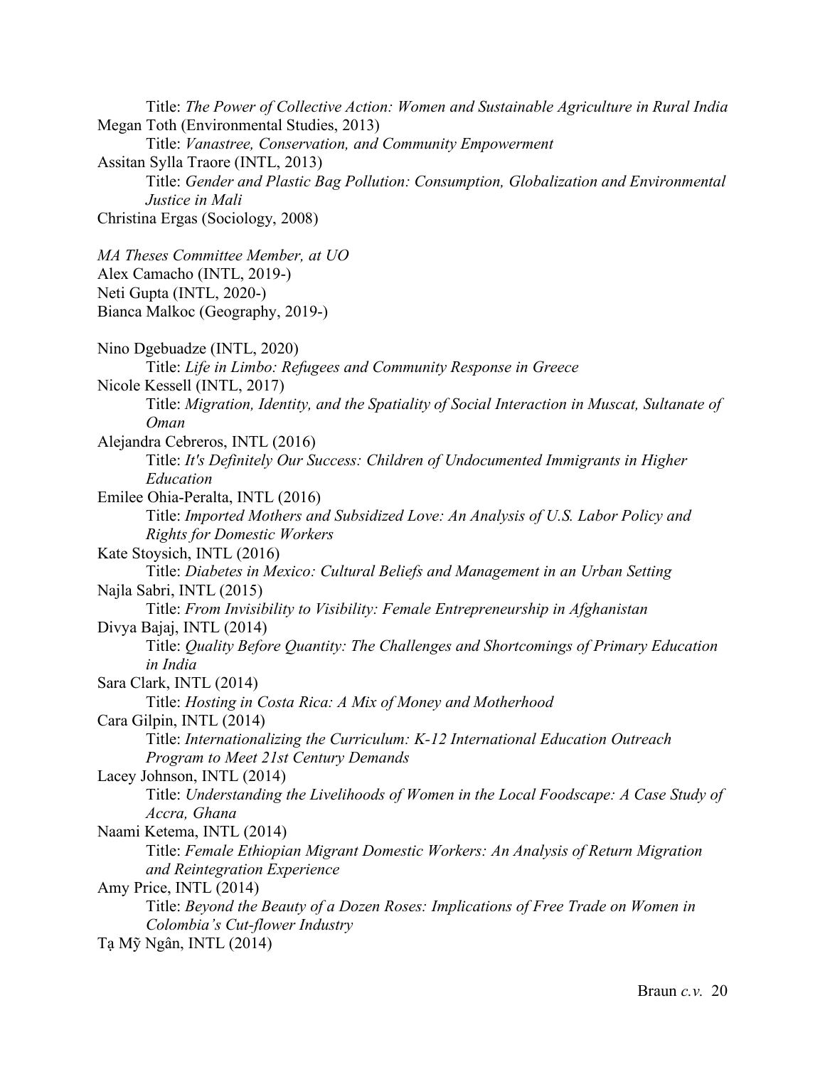Title: *The Power of Collective Action: Women and Sustainable Agriculture in Rural India*

Megan Toth (Environmental Studies, 2013)

Title: *Vanastree, Conservation, and Community Empowerment*

Assitan Sylla Traore (INTL, 2013)

Title: *Gender and Plastic Bag Pollution: Consumption, Globalization and Environmental Justice in Mali*

Christina Ergas (Sociology, 2008)

*MA Theses Committee Member, at UO*

Alex Camacho (INTL, 2019-)

Neti Gupta (INTL, 2020-)

Bianca Malkoc (Geography, 2019-)

Nino Dgebuadze (INTL, 2020)

Title: *Life in Limbo: Refugees and Community Response in Greece*

Nicole Kessell (INTL, 2017)

Title: *Migration, Identity, and the Spatiality of Social Interaction in Muscat, Sultanate of Oman*

Alejandra Cebreros, INTL (2016)

Title: *It's Definitely Our Success: Children of Undocumented Immigrants in Higher Education*

Emilee Ohia-Peralta, INTL (2016)

Title: *Imported Mothers and Subsidized Love: An Analysis of U.S. Labor Policy and Rights for Domestic Workers*

Kate Stoysich, INTL (2016)

Title: *Diabetes in Mexico: Cultural Beliefs and Management in an Urban Setting*

Najla Sabri, INTL (2015)

Title: *From Invisibility to Visibility: Female Entrepreneurship in Afghanistan*

Divya Bajaj, INTL (2014)

Title: *Quality Before Quantity: The Challenges and Shortcomings of Primary Education in India*

Sara Clark, INTL (2014)

Title: *Hosting in Costa Rica: A Mix of Money and Motherhood*

Cara Gilpin, INTL (2014)

Title: *Internationalizing the Curriculum: K-12 International Education Outreach Program to Meet 21st Century Demands*

Lacey Johnson, INTL (2014)

Title: *Understanding the Livelihoods of Women in the Local Foodscape: A Case Study of Accra, Ghana*

Naami Ketema, INTL (2014)

Title: *Female Ethiopian Migrant Domestic Workers: An Analysis of Return Migration and Reintegration Experience*

Amy Price, INTL (2014)

Title: *Beyond the Beauty of a Dozen Roses: Implications of Free Trade on Women in Colombia's Cut-flower Industry*

Tạ Mỹ Ngân, INTL (2014)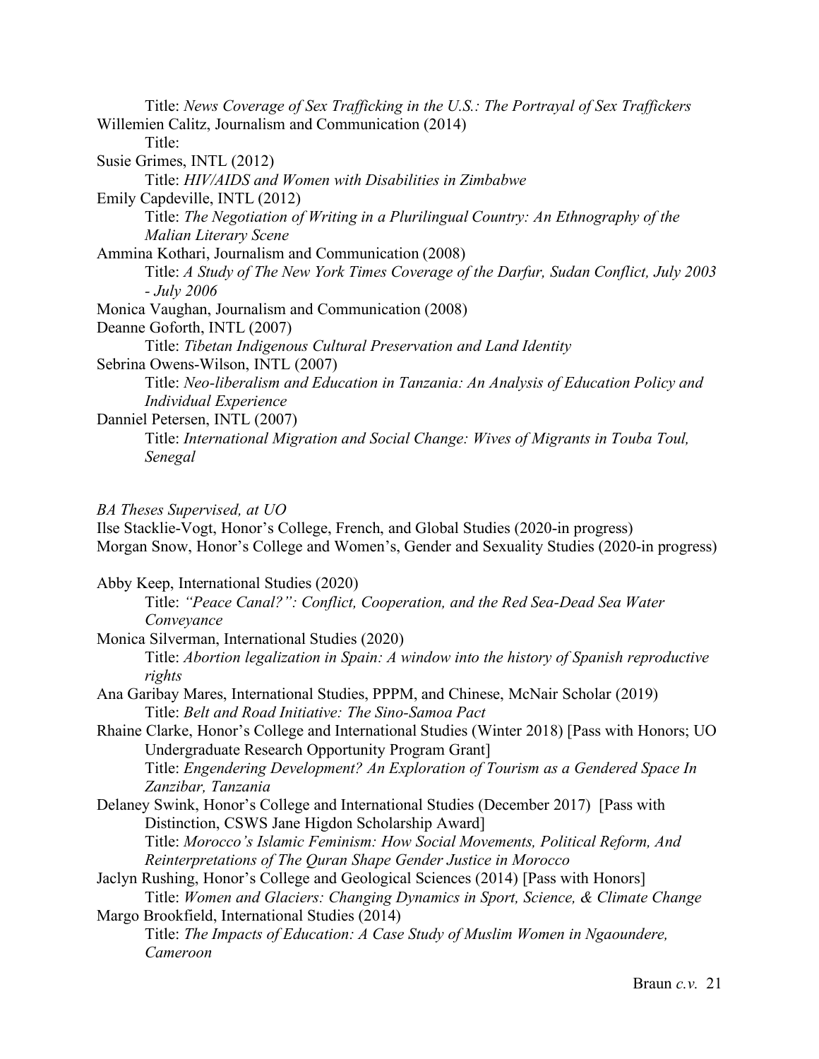Title: *News Coverage of Sex Trafficking in the U.S.: The Portrayal of Sex Traffickers*

Willemien Calitz, Journalism and Communication (2014)

Title:

Susie Grimes, INTL (2012)

Title: *HIV/AIDS and Women with Disabilities in Zimbabwe*

Emily Capdeville, INTL (2012)

Title: *The Negotiation of Writing in a Plurilingual Country: An Ethnography of the Malian Literary Scene*

Ammina Kothari, Journalism and Communication (2008)

Title: *A Study of The New York Times Coverage of the Darfur, Sudan Conflict, July 2003 - July 2006*

Monica Vaughan, Journalism and Communication (2008)

Deanne Goforth, INTL (2007)

Title: *Tibetan Indigenous Cultural Preservation and Land Identity*

Sebrina Owens-Wilson, INTL (2007)

Title: *Neo-liberalism and Education in Tanzania: An Analysis of Education Policy and Individual Experience*

Danniel Petersen, INTL (2007)

Title: *International Migration and Social Change: Wives of Migrants in Touba Toul, Senegal*

*BA Theses Supervised, at UO*

Ilse Stacklie-Vogt, Honor's College, French, and Global Studies (2020-in progress)

Morgan Snow, Honor's College and Women's, Gender and Sexuality Studies (2020-in progress)

Abby Keep, International Studies (2020)

Title: *"Peace Canal?": Conflict, Cooperation, and the Red Sea-Dead Sea Water Conveyance*

Monica Silverman, International Studies (2020)

Title: *Abortion legalization in Spain: A window into the history of Spanish reproductive rights*

Ana Garibay Mares, International Studies, PPPM, and Chinese, McNair Scholar (2019)

Title: *Belt and Road Initiative: The Sino-Samoa Pact*

Rhaine Clarke, Honor's College and International Studies (Winter 2018) [Pass with Honors; UO Undergraduate Research Opportunity Program Grant]

Title: *Engendering Development? An Exploration of Tourism as a Gendered Space In Zanzibar, Tanzania*

Delaney Swink, Honor's College and International Studies (December 2017) [Pass with Distinction, CSWS Jane Higdon Scholarship Award]

Title: *Morocco's Islamic Feminism: How Social Movements, Political Reform, And Reinterpretations of The Quran Shape Gender Justice in Morocco*

Jaclyn Rushing, Honor's College and Geological Sciences (2014) [Pass with Honors]

Title: *Women and Glaciers: Changing Dynamics in Sport, Science, & Climate Change*

Margo Brookfield, International Studies (2014)

Title: *The Impacts of Education: A Case Study of Muslim Women in Ngaoundere, Cameroon*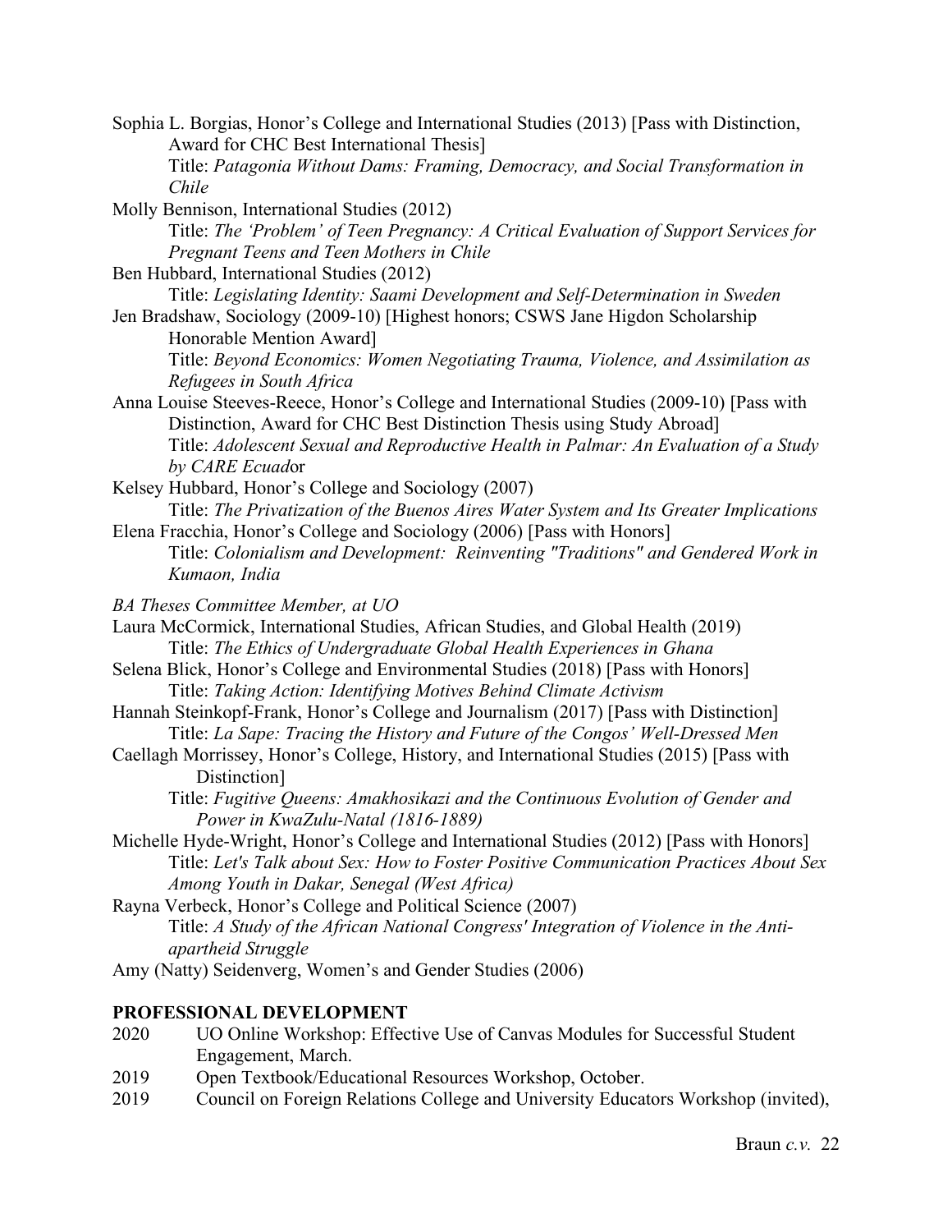Sophia L. Borgias, Honor's College and International Studies (2013) [Pass with Distinction, Award for CHC Best International Thesis]
    Title: *Patagonia Without Dams: Framing, Democracy, and Social Transformation in Chile*

Molly Bennison, International Studies (2012)
    Title: *The 'Problem' of Teen Pregnancy: A Critical Evaluation of Support Services for Pregnant Teens and Teen Mothers in Chile*

Ben Hubbard, International Studies (2012)
    Title: *Legislating Identity: Saami Development and Self-Determination in Sweden*

Jen Bradshaw, Sociology (2009-10) [Highest honors; CSWS Jane Higdon Scholarship Honorable Mention Award]
    Title: *Beyond Economics: Women Negotiating Trauma, Violence, and Assimilation as Refugees in South Africa*

Anna Louise Steeves-Reece, Honor's College and International Studies (2009-10) [Pass with Distinction, Award for CHC Best Distinction Thesis using Study Abroad]
    Title: *Adolescent Sexual and Reproductive Health in Palmar: An Evaluation of a Study by CARE Ecuad*or

Kelsey Hubbard, Honor's College and Sociology (2007)
    Title: *The Privatization of the Buenos Aires Water System and Its Greater Implications*

Elena Fracchia, Honor's College and Sociology (2006) [Pass with Honors]
    Title: *Colonialism and Development: Reinventing "Traditions" and Gendered Work in Kumaon, India*

*BA Theses Committee Member, at UO*

Laura McCormick, International Studies, African Studies, and Global Health (2019)
    Title: *The Ethics of Undergraduate Global Health Experiences in Ghana*

Selena Blick, Honor's College and Environmental Studies (2018) [Pass with Honors]
    Title: *Taking Action: Identifying Motives Behind Climate Activism*

Hannah Steinkopf-Frank, Honor's College and Journalism (2017) [Pass with Distinction]
    Title: *La Sape: Tracing the History and Future of the Congos' Well-Dressed Men*

Caellagh Morrissey, Honor's College, History, and International Studies (2015) [Pass with Distinction]
    Title: *Fugitive Queens: Amakhosikazi and the Continuous Evolution of Gender and Power in KwaZulu-Natal (1816-1889)*

Michelle Hyde-Wright, Honor's College and International Studies (2012) [Pass with Honors]
    Title: *Let's Talk about Sex: How to Foster Positive Communication Practices About Sex Among Youth in Dakar, Senegal (West Africa)*

Rayna Verbeck, Honor's College and Political Science (2007)
    Title: *A Study of the African National Congress' Integration of Violence in the Anti-apartheid Struggle*

Amy (Natty) Seidenverg, Women's and Gender Studies (2006)

## PROFESSIONAL DEVELOPMENT

2020    UO Online Workshop: Effective Use of Canvas Modules for Successful Student Engagement, March.

2019    Open Textbook/Educational Resources Workshop, October.

2019    Council on Foreign Relations College and University Educators Workshop (invited),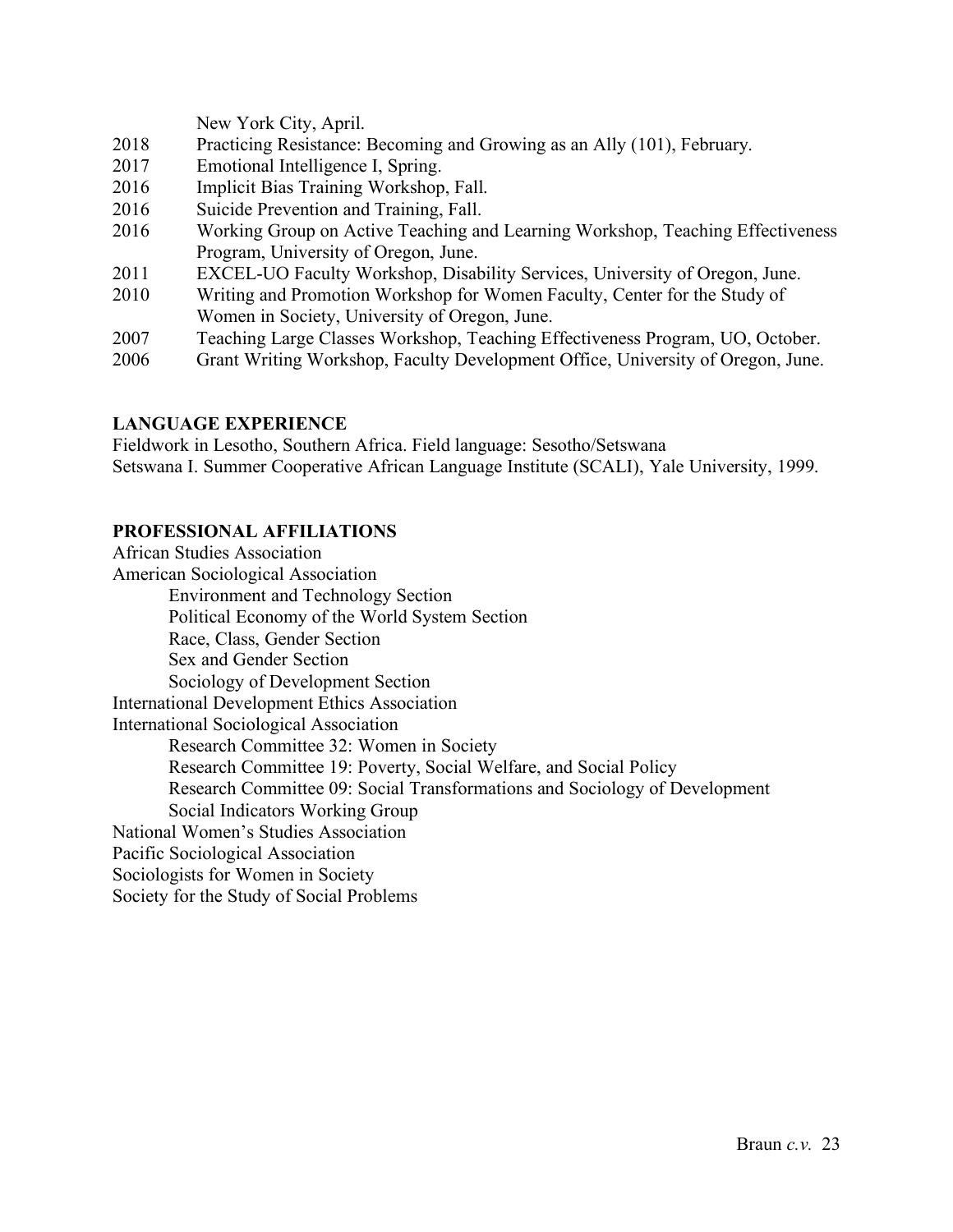New York City, April.

2018 Practicing Resistance: Becoming and Growing as an Ally (101), February.
2017 Emotional Intelligence I, Spring.
2016 Implicit Bias Training Workshop, Fall.
2016 Suicide Prevention and Training, Fall.
2016 Working Group on Active Teaching and Learning Workshop, Teaching Effectiveness Program, University of Oregon, June.
2011 EXCEL-UO Faculty Workshop, Disability Services, University of Oregon, June.
2010 Writing and Promotion Workshop for Women Faculty, Center for the Study of Women in Society, University of Oregon, June.
2007 Teaching Large Classes Workshop, Teaching Effectiveness Program, UO, October.
2006 Grant Writing Workshop, Faculty Development Office, University of Oregon, June.

## LANGUAGE EXPERIENCE

Fieldwork in Lesotho, Southern Africa. Field language: Sesotho/Setswana
Setswana I. Summer Cooperative African Language Institute (SCALI), Yale University, 1999.

## PROFESSIONAL AFFILIATIONS

African Studies Association
American Sociological Association
- Environment and Technology Section
- Political Economy of the World System Section
- Race, Class, Gender Section
- Sex and Gender Section
- Sociology of Development Section

International Development Ethics Association
International Sociological Association
- Research Committee 32: Women in Society
- Research Committee 19: Poverty, Social Welfare, and Social Policy
- Research Committee 09: Social Transformations and Sociology of Development
- Social Indicators Working Group

National Women's Studies Association
Pacific Sociological Association
Sociologists for Women in Society
Society for the Study of Social Problems